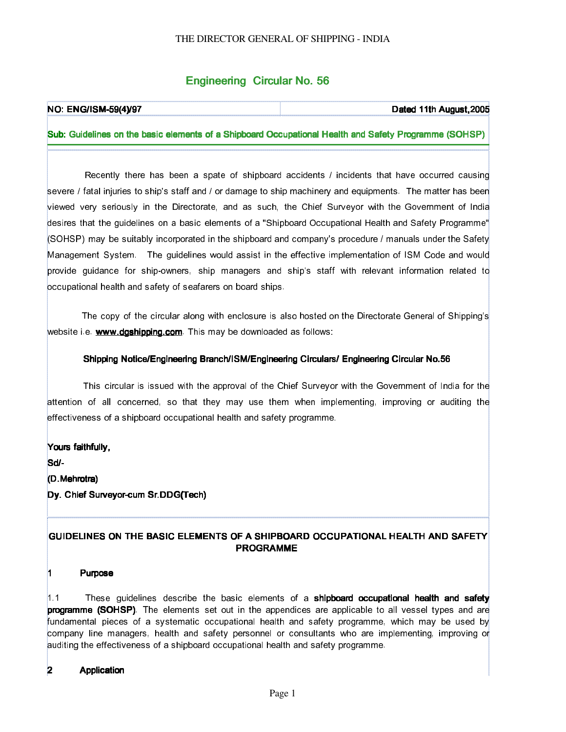THE DIRECTOR GENERAL OF SHIPPING - INDIA

# Engineering Circular No. 56

| NO: ENG/ISM-59(4)/97 | Dated 11th August,2005 |
|---|---|

**Sub: Guidelines on the basic elements of a Shipboard Occupational Health and Safety Programme (SOHSP)**

Recently there has been a spate of shipboard accidents / incidents that have occurred causing severe / fatal injuries to ship's staff and / or damage to ship machinery and equipments. The matter has been viewed very seriously in the Directorate, and as such, the Chief Surveyor with the Government of India desires that the guidelines on a basic elements of a "Shipboard Occupational Health and Safety Programme" (SOHSP) may be suitably incorporated in the shipboard and company's procedure / manuals under the Safety Management System. The guidelines would assist in the effective implementation of ISM Code and would provide guidance for ship-owners, ship managers and ship's staff with relevant information related to occupational health and safety of seafarers on board ships.

The copy of the circular along with enclosure is also hosted on the Directorate General of Shipping's website i.e. **www.dgshipping.com**. This may be downloaded as follows:

**Shipping Notice/Engineering Branch/ISM/Engineering Circulars/ Engineering Circular No.56**

This circular is issued with the approval of the Chief Surveyor with the Government of India for the attention of all concerned, so that they may use them when implementing, improving or auditing the effectiveness of a shipboard occupational health and safety programme.

**Yours faithfully,**

**Sd/-**

**(D.Mehrotra)**

**Dy. Chief Surveyor-cum Sr.DDG(Tech)**

## GUIDELINES ON THE BASIC ELEMENTS OF A SHIPBOARD OCCUPATIONAL HEALTH AND SAFETY PROGRAMME

### 1 Purpose

1.1 These guidelines describe the basic elements of a **shipboard occupational health and safety programme (SOHSP)**. The elements set out in the appendices are applicable to all vessel types and are fundamental pieces of a systematic occupational health and safety programme, which may be used by company line managers, health and safety personnel or consultants who are implementing, improving or auditing the effectiveness of a shipboard occupational health and safety programme.

### 2 Application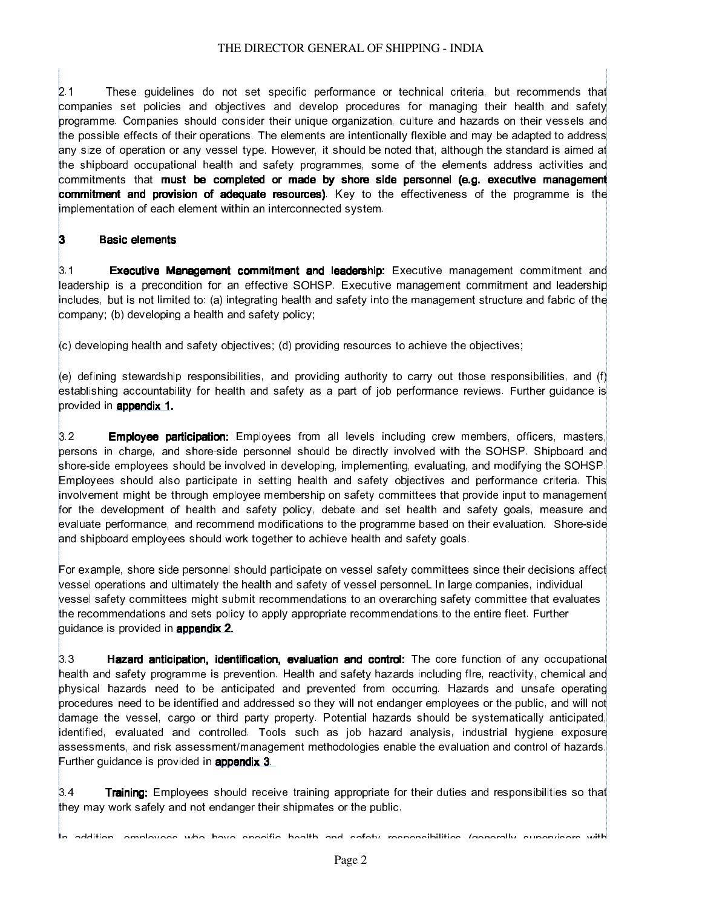2.1 These guidelines do not set specific performance or technical criteria, but recommends that companies set policies and objectives and develop procedures for managing their health and safety programme. Companies should consider their unique organization, culture and hazards on their vessels and the possible effects of their operations. The elements are intentionally flexible and may be adapted to address any size of operation or any vessel type. However, it should be noted that, although the standard is aimed at the shipboard occupational health and safety programmes, some of the elements address activities and commitments that **must be completed or made by shore side personnel (e.g. executive management commitment and provision of adequate resources)**. Key to the effectiveness of the programme is the implementation of each element within an interconnected system.

## 3 Basic elements

3.1 **Executive Management commitment and leadership:** Executive management commitment and leadership is a precondition for an effective SOHSP. Executive management commitment and leadership includes, but is not limited to: (a) integrating health and safety into the management structure and fabric of the company; (b) developing a health and safety policy;

(c) developing health and safety objectives; (d) providing resources to achieve the objectives;

(e) defining stewardship responsibilities, and providing authority to carry out those responsibilities, and (f) establishing accountability for health and safety as a part of job performance reviews. Further guidance is provided in **appendix 1.**

3.2 **Employee participation:** Employees from all levels including crew members, officers, masters, persons in charge, and shore-side personnel should be directly involved with the SOHSP. Shipboard and shore-side employees should be involved in developing, implementing, evaluating, and modifying the SOHSP. Employees should also participate in setting health and safety objectives and performance criteria. This involvement might be through employee membership on safety committees that provide input to management for the development of health and safety policy, debate and set health and safety goals, measure and evaluate performance, and recommend modifications to the programme based on their evaluation. Shore-side and shipboard employees should work together to achieve health and safety goals.

For example, shore side personnel should participate on vessel safety committees since their decisions affect vessel operations and ultimately the health and safety of vessel personneL In large companies, individual vessel safety committees might submit recommendations to an overarching safety committee that evaluates the recommendations and sets policy to apply appropriate recommendations to the entire fleet. Further guidance is provided in **appendix 2.**

3.3 **Hazard anticipation, identification, evaluation and control:** The core function of any occupational health and safety programme is prevention. Health and safety hazards including flre, reactivity, chemical and physical hazards need to be anticipated and prevented from occurring. Hazards and unsafe operating procedures need to be identified and addressed so they will not endanger employees or the public, and will not damage the vessel, cargo or third party property. Potential hazards should be systematically anticipated, identified, evaluated and controlled. Tools such as job hazard analysis, industrial hygiene exposure assessments, and risk assessment/management methodologies enable the evaluation and control of hazards. Further guidance is provided in **appendix 3**.

3.4 **Training:** Employees should receive training appropriate for their duties and responsibilities so that they may work safely and not endanger their shipmates or the public.

In addition, employees who have specific health and safety responsibilities (generally supervisors with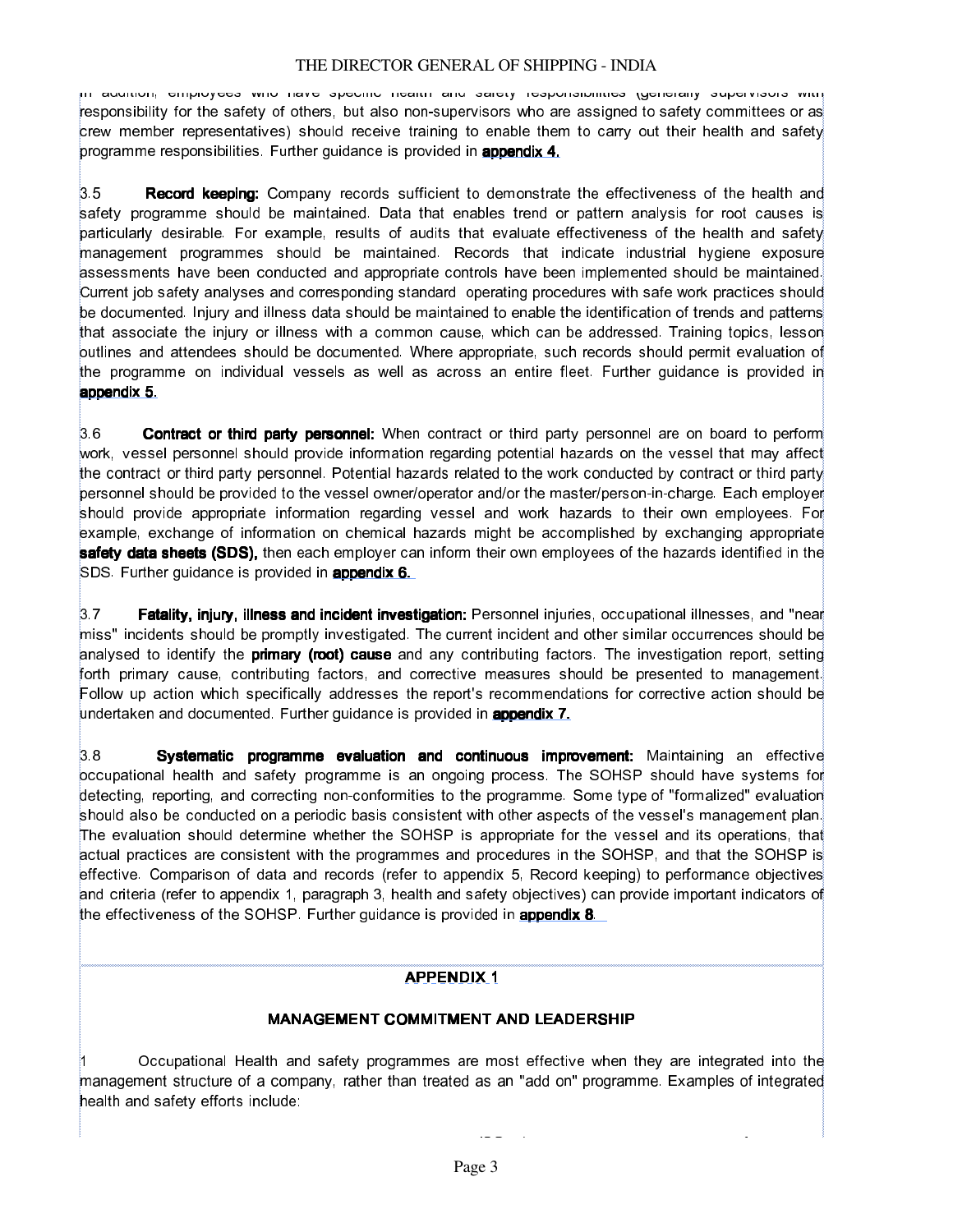In addition, employees who have specific health and safety responsibilities (generally supervisors with responsibility for the safety of others, but also non-supervisors who are assigned to safety committees or as crew member representatives) should receive training to enable them to carry out their health and safety programme responsibilities. Further guidance is provided in **appendix 4.**

3.5 **Record keeping:** Company records sufficient to demonstrate the effectiveness of the health and safety programme should be maintained. Data that enables trend or pattern analysis for root causes is particularly desirable. For example, results of audits that evaluate effectiveness of the health and safety management programmes should be maintained. Records that indicate industrial hygiene exposure assessments have been conducted and appropriate controls have been implemented should be maintained. Current job safety analyses and corresponding standard operating procedures with safe work practices should be documented. Injury and illness data should be maintained to enable the identification of trends and patterns that associate the injury or illness with a common cause, which can be addressed. Training topics, lesson outlines and attendees should be documented. Where appropriate, such records should permit evaluation of the programme on individual vessels as well as across an entire fleet. Further guidance is provided in **appendix 5.**

3.6 **Contract or third party personnel:** When contract or third party personnel are on board to perform work, vessel personnel should provide information regarding potential hazards on the vessel that may affect the contract or third party personnel. Potential hazards related to the work conducted by contract or third party personnel should be provided to the vessel owner/operator and/or the master/person-in-charge. Each employer should provide appropriate information regarding vessel and work hazards to their own employees. For example, exchange of information on chemical hazards might be accomplished by exchanging appropriate **safety data sheets (SDS),** then each employer can inform their own employees of the hazards identified in the SDS. Further guidance is provided in **appendix 6.**

3.7 **Fatality, injury, illness and incident investigation:** Personnel injuries, occupational illnesses, and "near miss" incidents should be promptly investigated. The current incident and other similar occurrences should be analysed to identify the **primary (root) cause** and any contributing factors. The investigation report, setting forth primary cause, contributing factors, and corrective measures should be presented to management. Follow up action which specifically addresses the report's recommendations for corrective action should be undertaken and documented. Further guidance is provided in **appendix 7.**

3.8 **Systematic programme evaluation and continuous improvement:** Maintaining an effective occupational health and safety programme is an ongoing process. The SOHSP should have systems for detecting, reporting, and correcting non-conformities to the programme. Some type of "formalized" evaluation should also be conducted on a periodic basis consistent with other aspects of the vessel's management plan. The evaluation should determine whether the SOHSP is appropriate for the vessel and its operations, that actual practices are consistent with the programmes and procedures in the SOHSP, and that the SOHSP is effective. Comparison of data and records (refer to appendix 5, Record keeping) to performance objectives and criteria (refer to appendix 1, paragraph 3, health and safety objectives) can provide important indicators of the effectiveness of the SOHSP. Further guidance is provided in **appendix 8.**

## APPENDIX 1

### MANAGEMENT COMMITMENT AND LEADERSHIP

1 Occupational Health and safety programmes are most effective when they are integrated into the management structure of a company, rather than treated as an "add on" programme. Examples of integrated health and safety efforts include: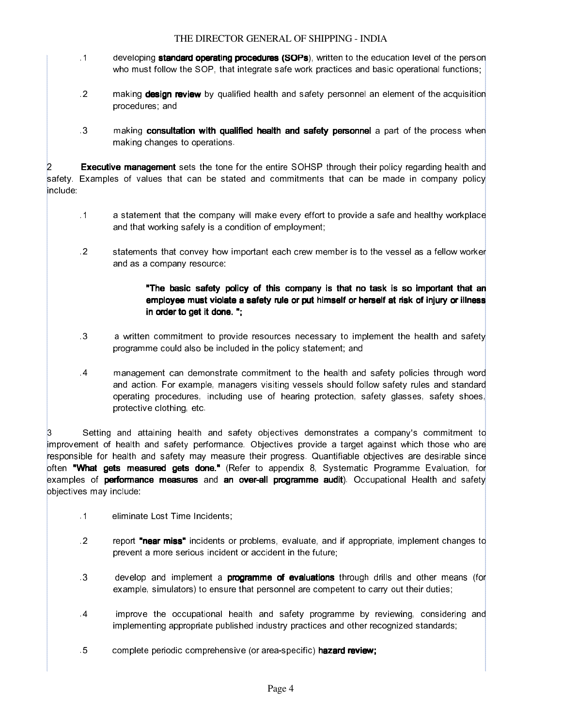.1 developing **standard operating procedures (SOPs)**, written to the education level of the person who must follow the SOP, that integrate safe work practices and basic operational functions;

.2 making **design review** by qualified health and safety personnel an element of the acquisition procedures; and

.3 making **consultation with qualified health and safety personnel** a part of the process when making changes to operations.

2 **Executive management** sets the tone for the entire SOHSP through their policy regarding health and safety. Examples of values that can be stated and commitments that can be made in company policy include:

.1 a statement that the company will make every effort to provide a safe and healthy workplace and that working safely is a condition of employment;

.2 statements that convey how important each crew member is to the vessel as a fellow worker and as a company resource:

> **"The basic safety policy of this company is that no task is so important that an employee must violate a safety rule or put himself or herself at risk of injury or illness in order to get it done. ";**

.3 a written commitment to provide resources necessary to implement the health and safety programme could also be included in the policy statement; and

.4 management can demonstrate commitment to the health and safety policies through word and action. For example, managers visiting vessels should follow safety rules and standard operating procedures, including use of hearing protection, safety glasses, safety shoes, protective clothing, etc.

3 Setting and attaining health and safety objectives demonstrates a company's commitment to improvement of health and safety performance. Objectives provide a target against which those who are responsible for health and safety may measure their progress. Quantifiable objectives are desirable since often **"What gets measured gets done."** (Refer to appendix 8, Systematic Programme Evaluation, for examples of **performance measures** and **an over-all programme audit**). Occupational Health and safety objectives may include:

.1 eliminate Lost Time Incidents;

.2 report **"near miss"** incidents or problems, evaluate, and if appropriate, implement changes to prevent a more serious incident or accident in the future;

.3 develop and implement a **programme of evaluations** through drills and other means (for example, simulators) to ensure that personnel are competent to carry out their duties;

.4 improve the occupational health and safety programme by reviewing, considering and implementing appropriate published industry practices and other recognized standards;

.5 complete periodic comprehensive (or area-specific) **hazard review;**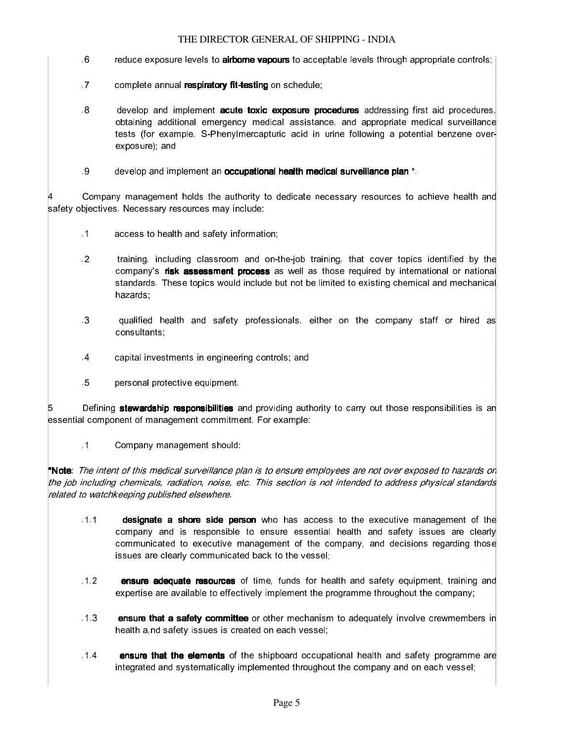.6 reduce exposure levels to **airborne vapours** to acceptable levels through appropriate controls;

.7 complete annual **respiratory fit-testing** on schedule;

.8 develop and implement **acute toxic exposure procedures** addressing first aid procedures, obtaining additional emergency medical assistance, and appropriate medical surveillance tests (for example, S-Phenylmercapturic acid in urine following a potential benzene over-exposure); and

.9 develop and implement an **occupational health medical surveillance plan** *.

4 Company management holds the authority to dedicate necessary resources to achieve health and safety objectives. Necessary resources may include:

.1 access to health and safety information;

.2 training, including classroom and on-the-job training, that cover topics identified by the company's **risk assessment process** as well as those required by international or national standards. These topics would include but not be limited to existing chemical and mechanical hazards;

.3 qualified health and safety professionals, either on the company staff or hired as consultants;

.4 capital investments in engineering controls; and

.5 personal protective equipment.

5 Defining **stewardship responsibilities** and providing authority to carry out those responsibilities is an essential component of management commitment. For example:

.1 Company management should:

***Note**: *The intent of this medical surveillance plan is to ensure employees are not over exposed to hazards on the job including chemicals, radiation, noise, etc. This section is not intended to address physical standards related to watchkeeping published elsewhere.*

.1.1 **designate a shore side person** who has access to the executive management of the company and is responsible to ensure essential health and safety issues are clearly communicated to executive management of the company, and decisions regarding those issues are clearly communicated back to the vessel;

.1.2 **ensure adequate resources** of time, funds for health and safety equipment, training and expertise are available to effectively implement the programme throughout the company;

.1.3 **ensure that a safety committee** or other mechanism to adequately involve crewmembers in health a,nd safety issues is created on each vessel;

.1.4 **ensure that the elements** of the shipboard occupational health and safety programme are integrated and systematically implemented throughout the company and on each vessel;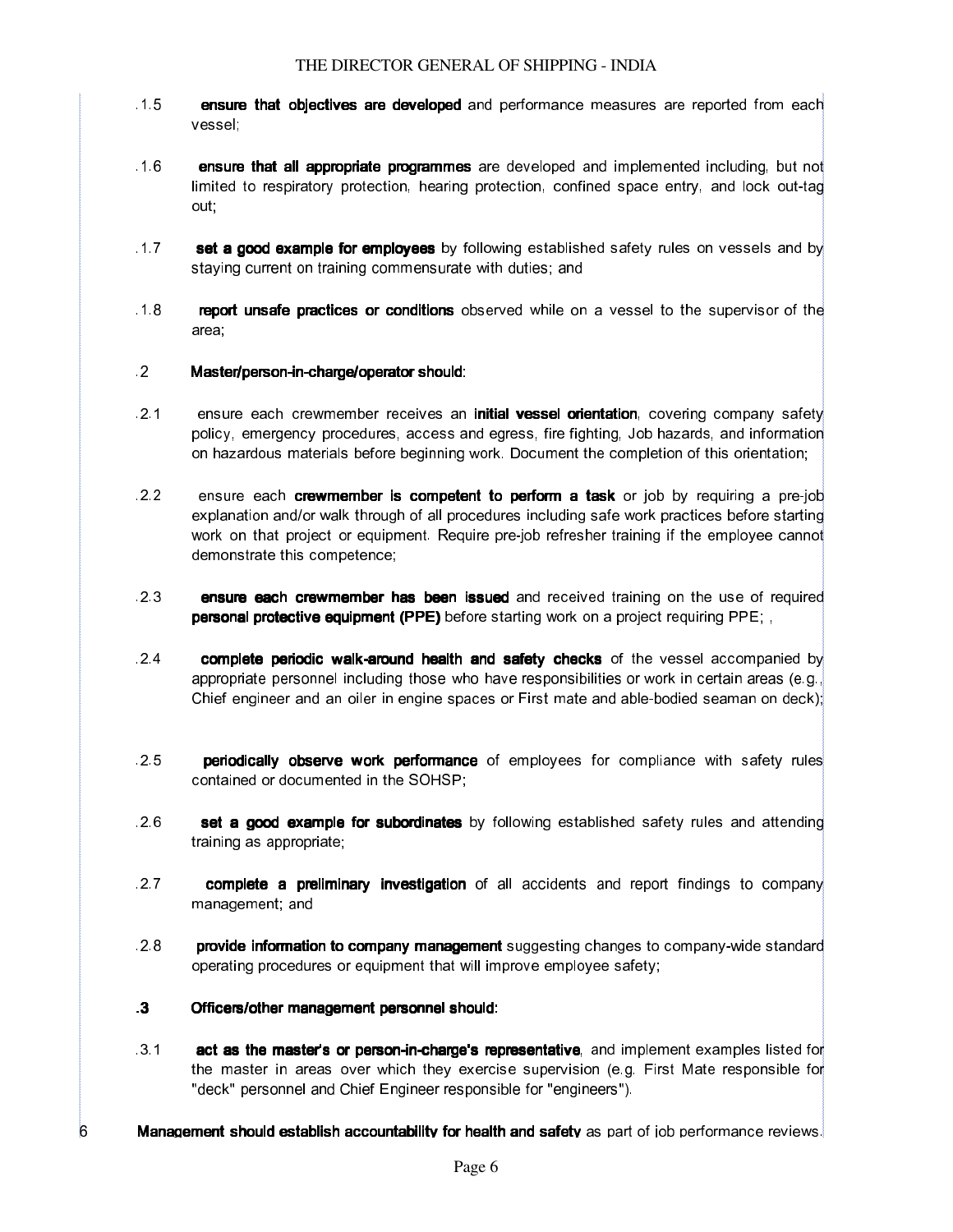.1.5 **ensure that objectives are developed** and performance measures are reported from each vessel;

.1.6 **ensure that all appropriate programmes** are developed and implemented including, but not limited to respiratory protection, hearing protection, confined space entry, and lock out-tag out;

.1.7 **set a good example for employees** by following established safety rules on vessels and by staying current on training commensurate with duties; and

.1.8 **report unsafe practices or conditions** observed while on a vessel to the supervisor of the area;

.2 **Master/person-in-charge/operator should:**

.2.1 ensure each crewmember receives an **initial vessel orientation**, covering company safety policy, emergency procedures, access and egress, fire fighting, Job hazards, and information on hazardous materials before beginning work. Document the completion of this orientation;

.2.2 ensure each **crewmember is competent to perform a task** or job by requiring a pre-job explanation and/or walk through of all procedures including safe work practices before starting work on that project or equipment. Require pre-job refresher training if the employee cannot demonstrate this competence;

.2.3 **ensure each crewmember has been issued** and received training on the use of required **personal protective equipment (PPE)** before starting work on a project requiring PPE; ,

.2.4 **complete periodic walk-around health and safety checks** of the vessel accompanied by appropriate personnel including those who have responsibilities or work in certain areas (e.g., Chief engineer and an oiler in engine spaces or First mate and able-bodied seaman on deck);

.2.5 **periodically observe work performance** of employees for compliance with safety rules contained or documented in the SOHSP;

.2.6 **set a good example for subordinates** by following established safety rules and attending training as appropriate;

.2.7 **complete a preliminary investigation** of all accidents and report findings to company management; and

.2.8 **provide information to company management** suggesting changes to company-wide standard operating procedures or equipment that will improve employee safety;

**.3 Officers/other management personnel should:**

.3.1 **act as the master's or person-in-charge's representative**, and implement examples listed for the master in areas over which they exercise supervision (e.g. First Mate responsible for "deck" personnel and Chief Engineer responsible for "engineers").

6 **Management should establish accountability for health and safety** as part of job performance reviews.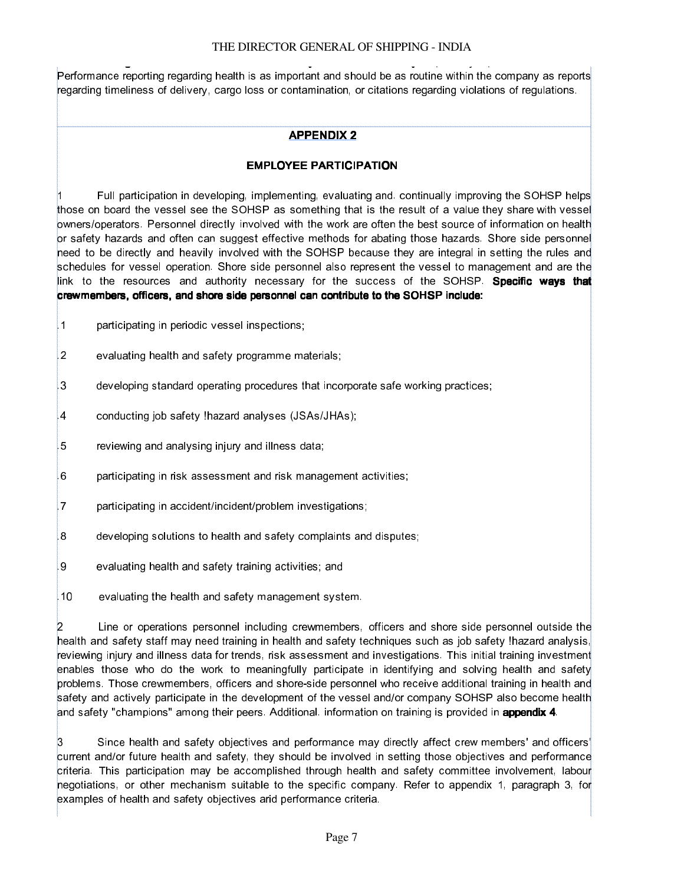Performance reporting regarding health is as important and should be as routine within the company as reports regarding timeliness of delivery, cargo loss or contamination, or citations regarding violations of regulations.

## APPENDIX 2

### EMPLOYEE PARTICIPATION

1 Full participation in developing, implementing, evaluating and. continually improving the SOHSP helps those on board the vessel see the SOHSP as something that is the result of a value they share with vessel owners/operators. Personnel directly involved with the work are often the best source of information on health or safety hazards and often can suggest effective methods for abating those hazards. Shore side personnel need to be directly and heavily involved with the SOHSP because they are integral in setting the rules and schedules for vessel operation. Shore side personnel also represent the vessel to management and are the link to the resources and authority necessary for the success of the SOHSP. **Specific ways that crewmembers, officers, and shore side personnel can contribute to the SOHSP include:**

.1 participating in periodic vessel inspections;

.2 evaluating health and safety programme materials;

.3 developing standard operating procedures that incorporate safe working practices;

.4 conducting job safety !hazard analyses (JSAs/JHAs);

.5 reviewing and analysing injury and illness data;

.6 participating in risk assessment and risk management activities;

.7 participating in accident/incident/problem investigations;

.8 developing solutions to health and safety complaints and disputes;

.9 evaluating health and safety training activities; and

.10 evaluating the health and safety management system.

2 Line or operations personnel including crewmembers, officers and shore side personnel outside the health and safety staff may need training in health and safety techniques such as job safety !hazard analysis, reviewing injury and illness data for trends, risk assessment and investigations. This initial training investment enables those who do the work to meaningfully participate in identifying and solving health and safety problems. Those crewmembers, officers and shore-side personnel who receive additional training in health and safety and actively participate in the development of the vessel and/or company SOHSP also become health and safety "champions" among their peers. Additional. information on training is provided in **appendix 4**.

3 Since health and safety objectives and performance may directly affect crew members' and officers' current and/or future health and safety, they should be involved in setting those objectives and performance criteria. This participation may be accomplished through health and safety committee involvement, labour negotiations, or other mechanism suitable to the specific company. Refer to appendix 1, paragraph 3, for examples of health and safety objectives arid performance criteria.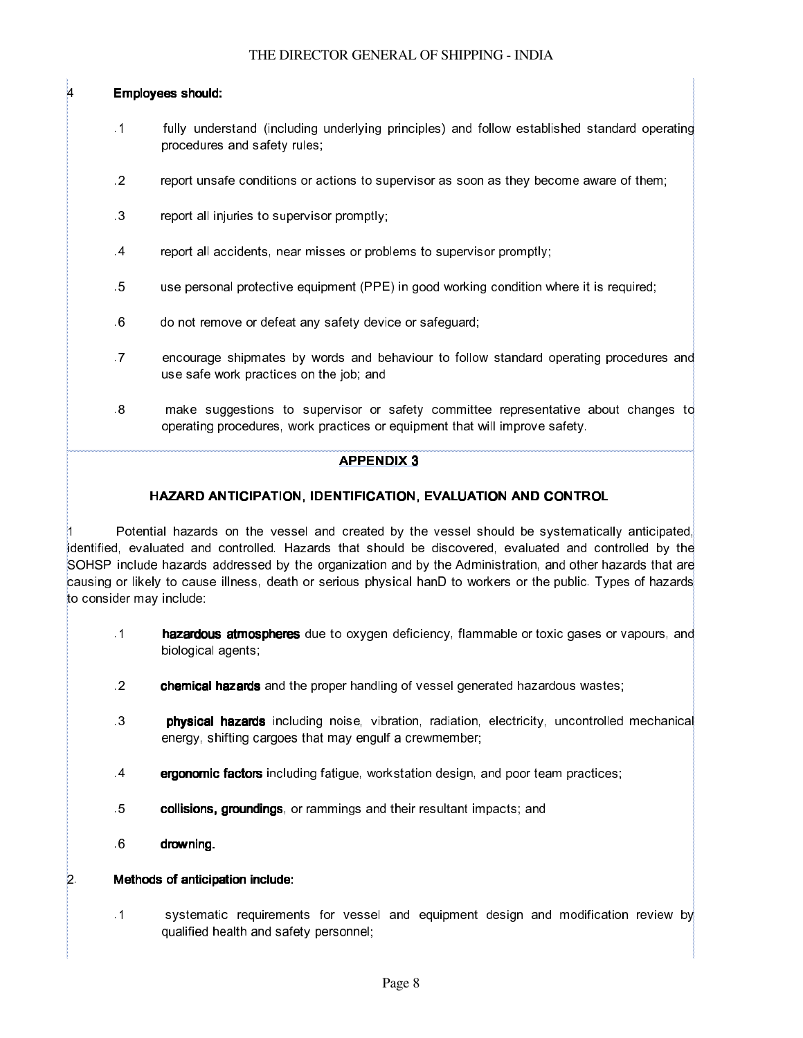4 **Employees should:**

.1 fully understand (including underlying principles) and follow established standard operating procedures and safety rules;

.2 report unsafe conditions or actions to supervisor as soon as they become aware of them;

.3 report all injuries to supervisor promptly;

.4 report all accidents, near misses or problems to supervisor promptly;

.5 use personal protective equipment (PPE) in good working condition where it is required;

.6 do not remove or defeat any safety device or safeguard;

.7 encourage shipmates by words and behaviour to follow standard operating procedures and use safe work practices on the job; and

.8 make suggestions to supervisor or safety committee representative about changes to operating procedures, work practices or equipment that will improve safety.

## APPENDIX 3

### HAZARD ANTICIPATION, IDENTIFICATION, EVALUATION AND CONTROL

1 Potential hazards on the vessel and created by the vessel should be systematically anticipated, identified, evaluated and controlled. Hazards that should be discovered, evaluated and controlled by the SOHSP include hazards addressed by the organization and by the Administration, and other hazards that are causing or likely to cause illness, death or serious physical hanD to workers or the public. Types of hazards to consider may include:

.1 **hazardous atmospheres** due to oxygen deficiency, flammable or toxic gases or vapours, and biological agents;

.2 **chemical hazards** and the proper handling of vessel generated hazardous wastes;

.3 **physical hazards** including noise, vibration, radiation, electricity, uncontrolled mechanical energy, shifting cargoes that may engulf a crewmember;

.4 **ergonomic factors** including fatigue, workstation design, and poor team practices;

.5 **collisions, groundings**, or rammings and their resultant impacts; and

.6 **drowning.**

2. **Methods of anticipation include:**

.1 systematic requirements for vessel and equipment design and modification review by qualified health and safety personnel;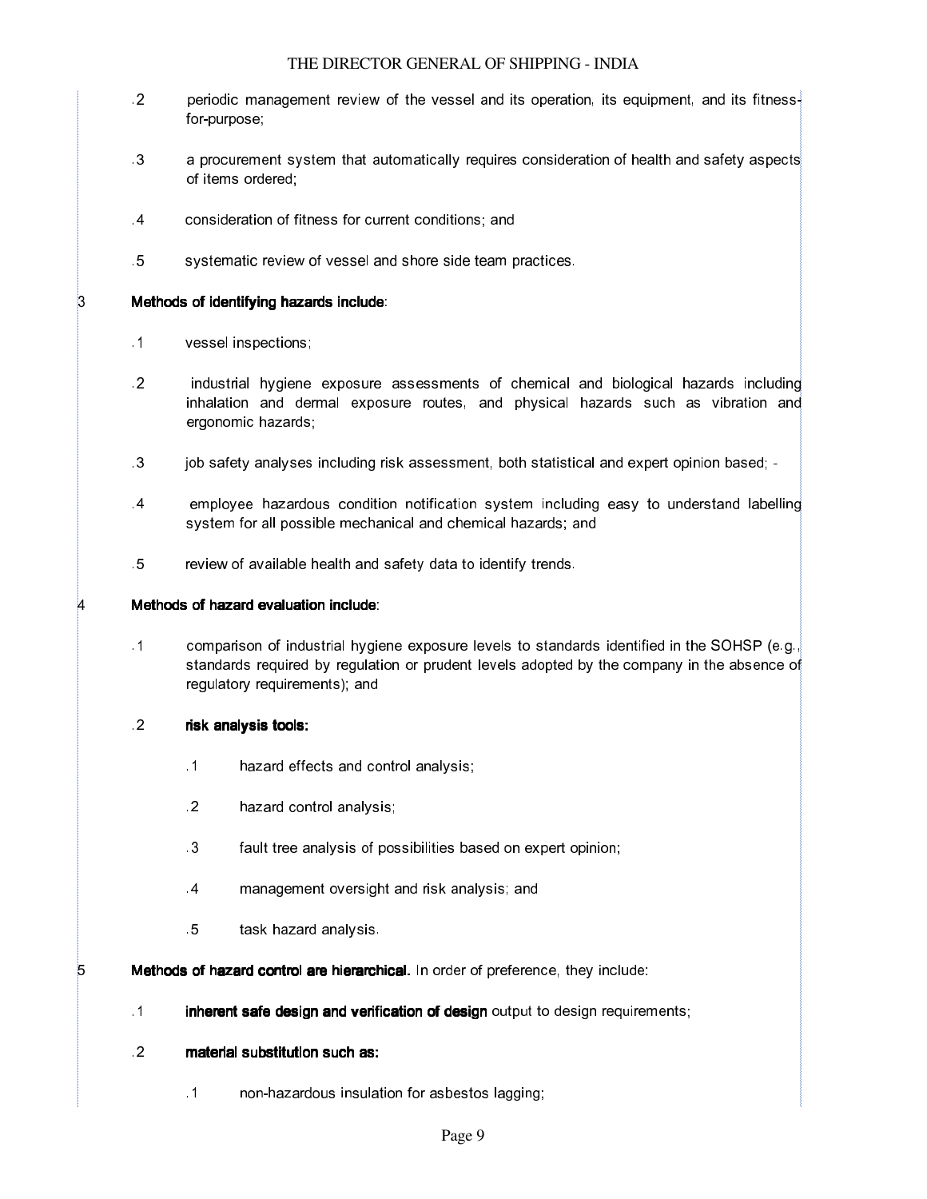.2 periodic management review of the vessel and its operation, its equipment, and its fitness-for-purpose;

.3 a procurement system that automatically requires consideration of health and safety aspects of items ordered;

.4 consideration of fitness for current conditions; and

.5 systematic review of vessel and shore side team practices.

3 **Methods of identifying hazards include**:

.1 vessel inspections;

.2 industrial hygiene exposure assessments of chemical and biological hazards including inhalation and dermal exposure routes, and physical hazards such as vibration and ergonomic hazards;

.3 job safety analyses including risk assessment, both statistical and expert opinion based; -

.4 employee hazardous condition notification system including easy to understand labelling system for all possible mechanical and chemical hazards; and

.5 review of available health and safety data to identify trends.

4 **Methods of hazard evaluation include**:

.1 comparison of industrial hygiene exposure levels to standards identified in the SOHSP (e.g., standards required by regulation or prudent levels adopted by the company in the absence of regulatory requirements); and

.2 **risk analysis tools:**

.1 hazard effects and control analysis;

.2 hazard control analysis;

.3 fault tree analysis of possibilities based on expert opinion;

.4 management oversight and risk analysis; and

.5 task hazard analysis.

5 **Methods of hazard control are hierarchical.** In order of preference, they include:

.1 **inherent safe design and verification of design** output to design requirements;

.2 **material substitution such as:**

.1 non-hazardous insulation for asbestos lagging;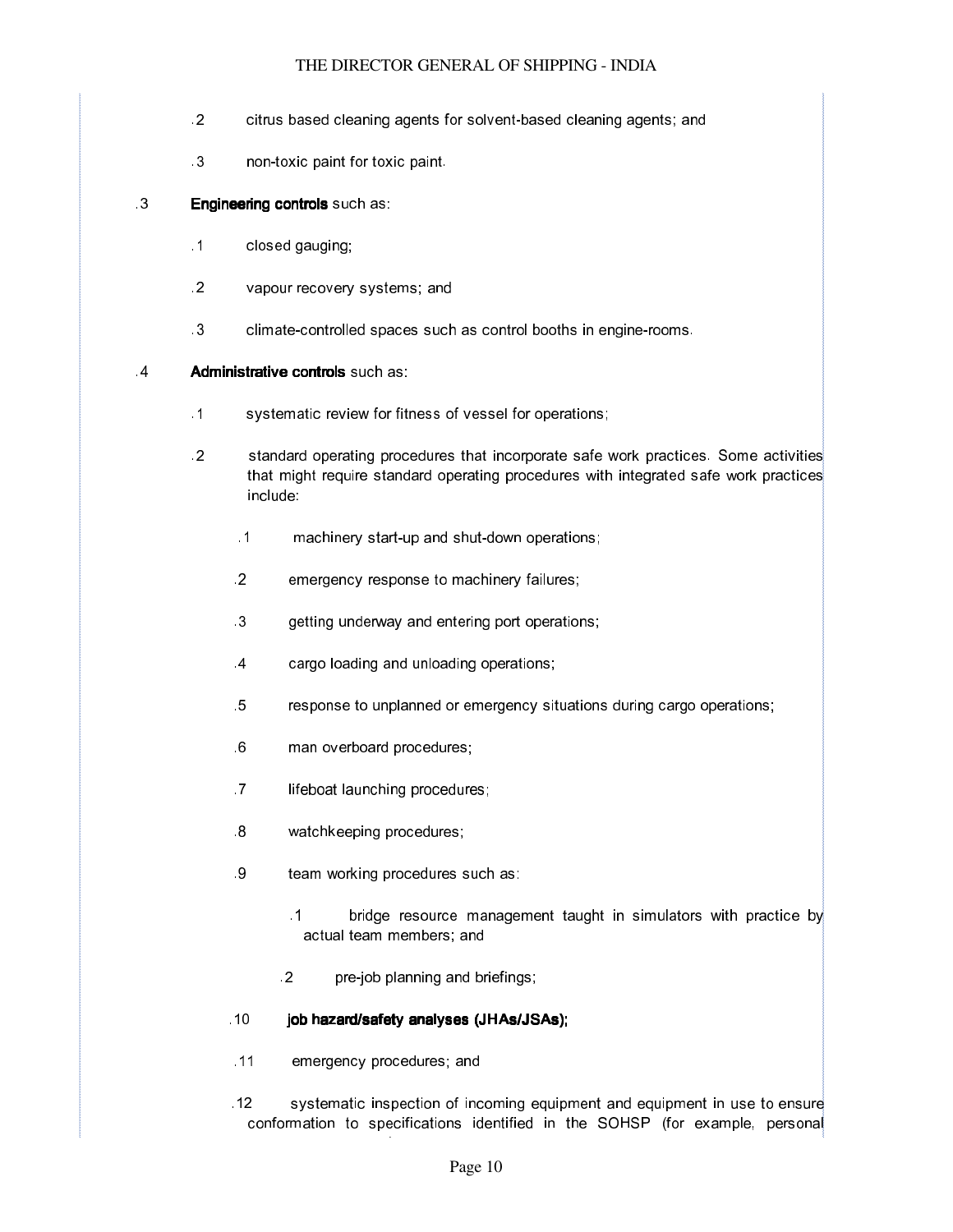.2 citrus based cleaning agents for solvent-based cleaning agents; and

.3 non-toxic paint for toxic paint.

.3 **Engineering controls** such as:

.1 closed gauging;

.2 vapour recovery systems; and

.3 climate-controlled spaces such as control booths in engine-rooms.

.4 **Administrative controls** such as:

.1 systematic review for fitness of vessel for operations;

.2 standard operating procedures that incorporate safe work practices. Some activities that might require standard operating procedures with integrated safe work practices include:

.1 machinery start-up and shut-down operations;

.2 emergency response to machinery failures;

.3 getting underway and entering port operations;

.4 cargo loading and unloading operations;

.5 response to unplanned or emergency situations during cargo operations;

.6 man overboard procedures;

.7 lifeboat launching procedures;

.8 watchkeeping procedures;

.9 team working procedures such as:

.1 bridge resource management taught in simulators with practice by actual team members; and

.2 pre-job planning and briefings;

.10 **job hazard/safety analyses (JHAs/JSAs);**

.11 emergency procedures; and

.12 systematic inspection of incoming equipment and equipment in use to ensure conformation to specifications identified in the SOHSP (for example, personal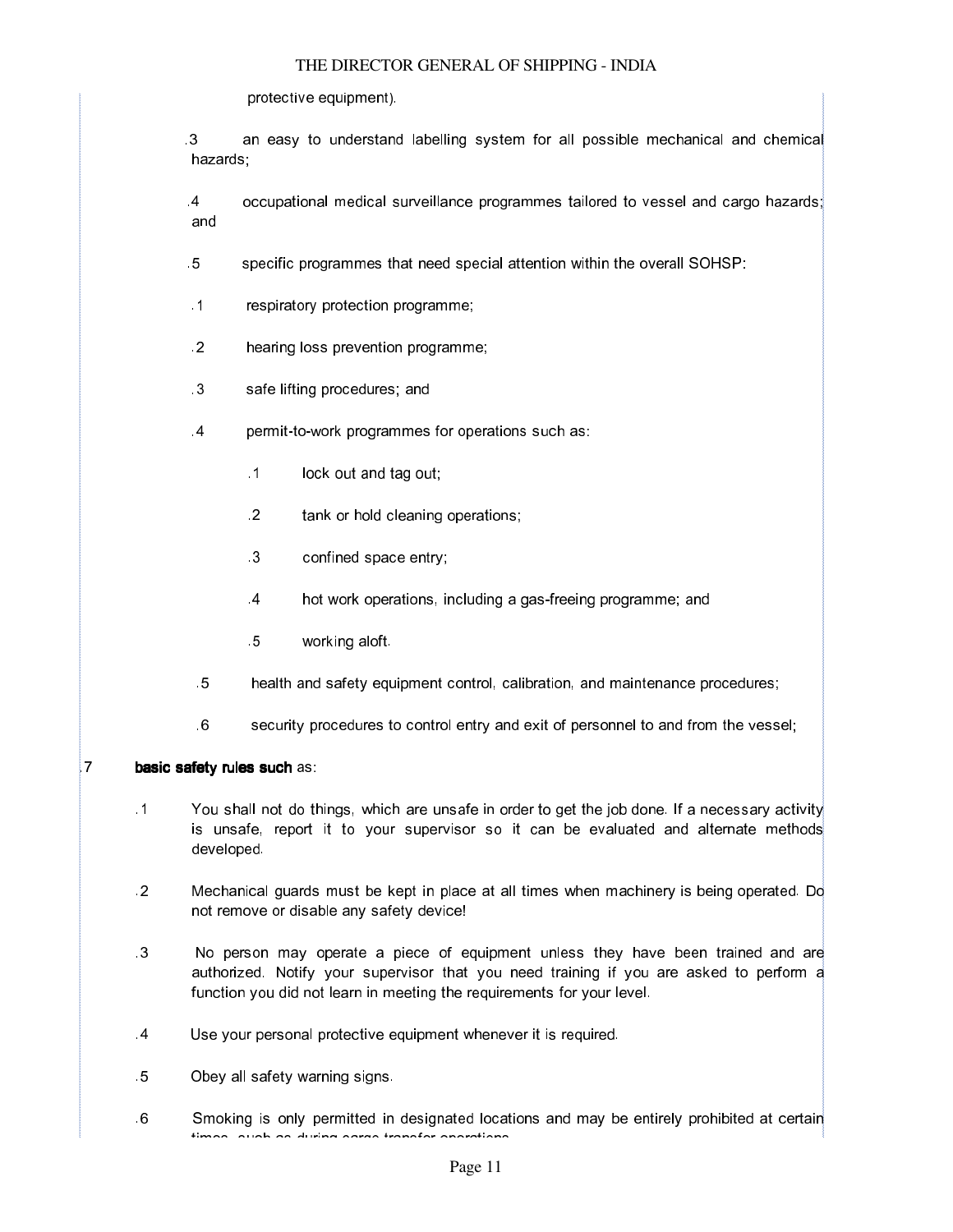protective equipment).

.3 an easy to understand labelling system for all possible mechanical and chemical hazards;

.4 occupational medical surveillance programmes tailored to vessel and cargo hazards; and

.5 specific programmes that need special attention within the overall SOHSP:

.1 respiratory protection programme;

.2 hearing loss prevention programme;

.3 safe lifting procedures; and

.4 permit-to-work programmes for operations such as:

.1 lock out and tag out;

.2 tank or hold cleaning operations;

.3 confined space entry;

.4 hot work operations, including a gas-freeing programme; and

.5 working aloft.

.5 health and safety equipment control, calibration, and maintenance procedures;

.6 security procedures to control entry and exit of personnel to and from the vessel;

.7 **basic safety rules such** as:

.1 You shall not do things, which are unsafe in order to get the job done. If a necessary activity is unsafe, report it to your supervisor so it can be evaluated and alternate methods developed.

.2 Mechanical guards must be kept in place at all times when machinery is being operated. Do not remove or disable any safety device!

.3 No person may operate a piece of equipment unless they have been trained and are authorized. Notify your supervisor that you need training if you are asked to perform a function you did not learn in meeting the requirements for your level.

.4 Use your personal protective equipment whenever it is required.

.5 Obey all safety warning signs.

.6 Smoking is only permitted in designated locations and may be entirely prohibited at certain times, such as during cargo transfer operations.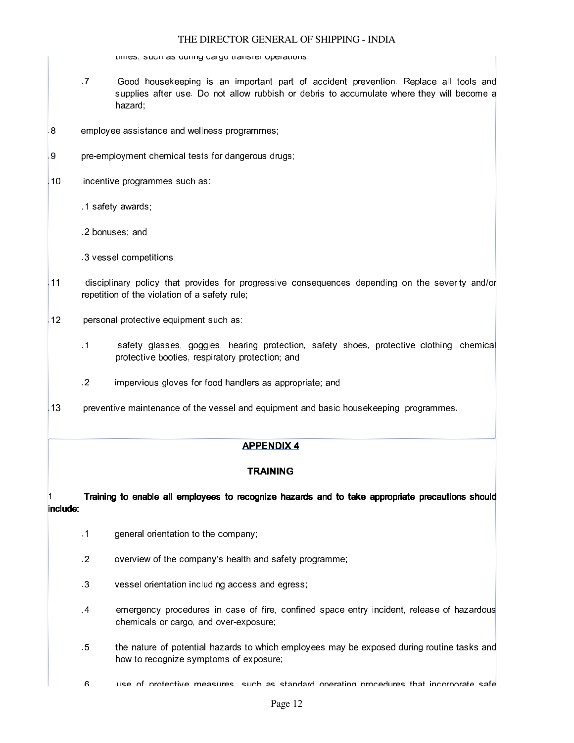times, such as during cargo transfer operations.

.7 Good housekeeping is an important part of accident prevention. Replace all tools and supplies after use. Do not allow rubbish or debris to accumulate where they will become a hazard;

.8 employee assistance and wellness programmes;

.9 pre-employment chemical tests for dangerous drugs;

.10 incentive programmes such as:

.1 safety awards;

.2 bonuses; and

.3 vessel competitions;

.11 disciplinary policy that provides for progressive consequences depending on the severity and/or repetition of the violation of a safety rule;

.12 personal protective equipment such as:

.1 safety glasses, goggles, hearing protection, safety shoes, protective clothing, chemical protective booties, respiratory protection; and

.2 impervious gloves for food handlers as appropriate; and

.13 preventive maintenance of the vessel and equipment and basic housekeeping programmes.

## APPENDIX 4

## TRAINING

1 **Training to enable all employees to recognize hazards and to take appropriate precautions should include:**

.1 general orientation to the company;

.2 overview of the company's health and safety programme;

.3 vessel orientation including access and egress;

.4 emergency procedures in case of fire, confined space entry incident, release of hazardous chemicals or cargo, and over-exposure;

.5 the nature of potential hazards to which employees may be exposed during routine tasks and how to recognize symptoms of exposure;

.6 use of protective measures, such as standard operating procedures that incorporate safe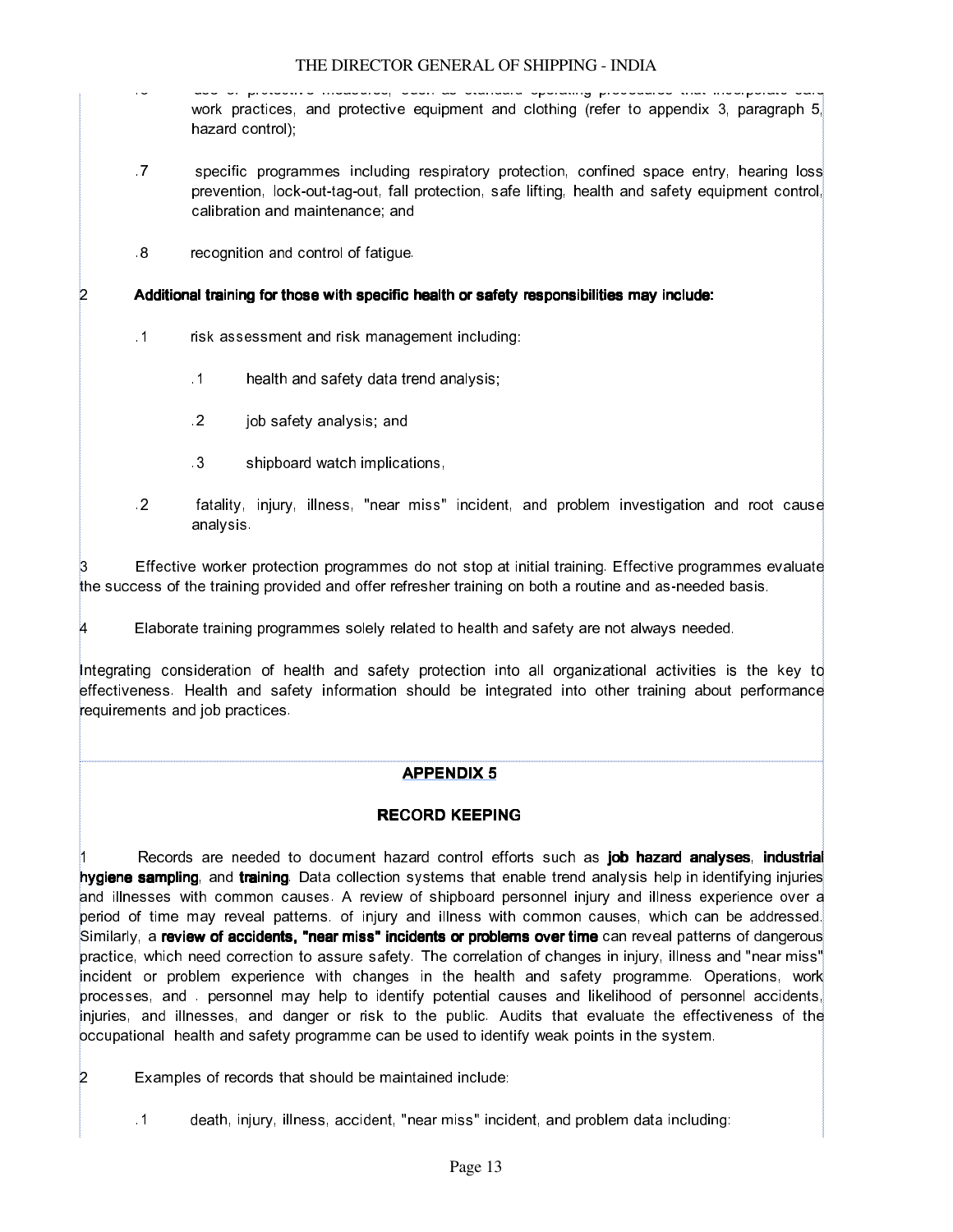.6 use of protective measures, such as standard operating procedures that incorporate safe work practices, and protective equipment and clothing (refer to appendix 3, paragraph 5, hazard control);

.7 specific programmes including respiratory protection, confined space entry, hearing loss prevention, lock-out-tag-out, fall protection, safe lifting, health and safety equipment control, calibration and maintenance; and

.8 recognition and control of fatigue.

2 **Additional training for those with specific health or safety responsibilities may include:**

.1 risk assessment and risk management including:

.1 health and safety data trend analysis;

.2 job safety analysis; and

.3 shipboard watch implications,

.2 fatality, injury, illness, "near miss" incident, and problem investigation and root cause analysis.

3 Effective worker protection programmes do not stop at initial training. Effective programmes evaluate the success of the training provided and offer refresher training on both a routine and as-needed basis.

4 Elaborate training programmes solely related to health and safety are not always needed.

Integrating consideration of health and safety protection into all organizational activities is the key to effectiveness. Health and safety information should be integrated into other training about performance requirements and job practices.

## APPENDIX 5

### RECORD KEEPING

1 Records are needed to document hazard control efforts such as **job hazard analyses**, **industrial hygiene sampling**, and **training**. Data collection systems that enable trend analysis help in identifying injuries and illnesses with common causes. A review of shipboard personnel injury and illness experience over a period of time may reveal patterns. of injury and illness with common causes, which can be addressed. Similarly, a **review of accidents, "near miss" incidents or problems over time** can reveal patterns of dangerous practice, which need correction to assure safety. The correlation of changes in injury, illness and "near miss" incident or problem experience with changes in the health and safety programme. Operations, work processes, and . personnel may help to identify potential causes and likelihood of personnel accidents, injuries, and illnesses, and danger or risk to the public. Audits that evaluate the effectiveness of the occupational health and safety programme can be used to identify weak points in the system.

2 Examples of records that should be maintained include:

.1 death, injury, illness, accident, "near miss" incident, and problem data including: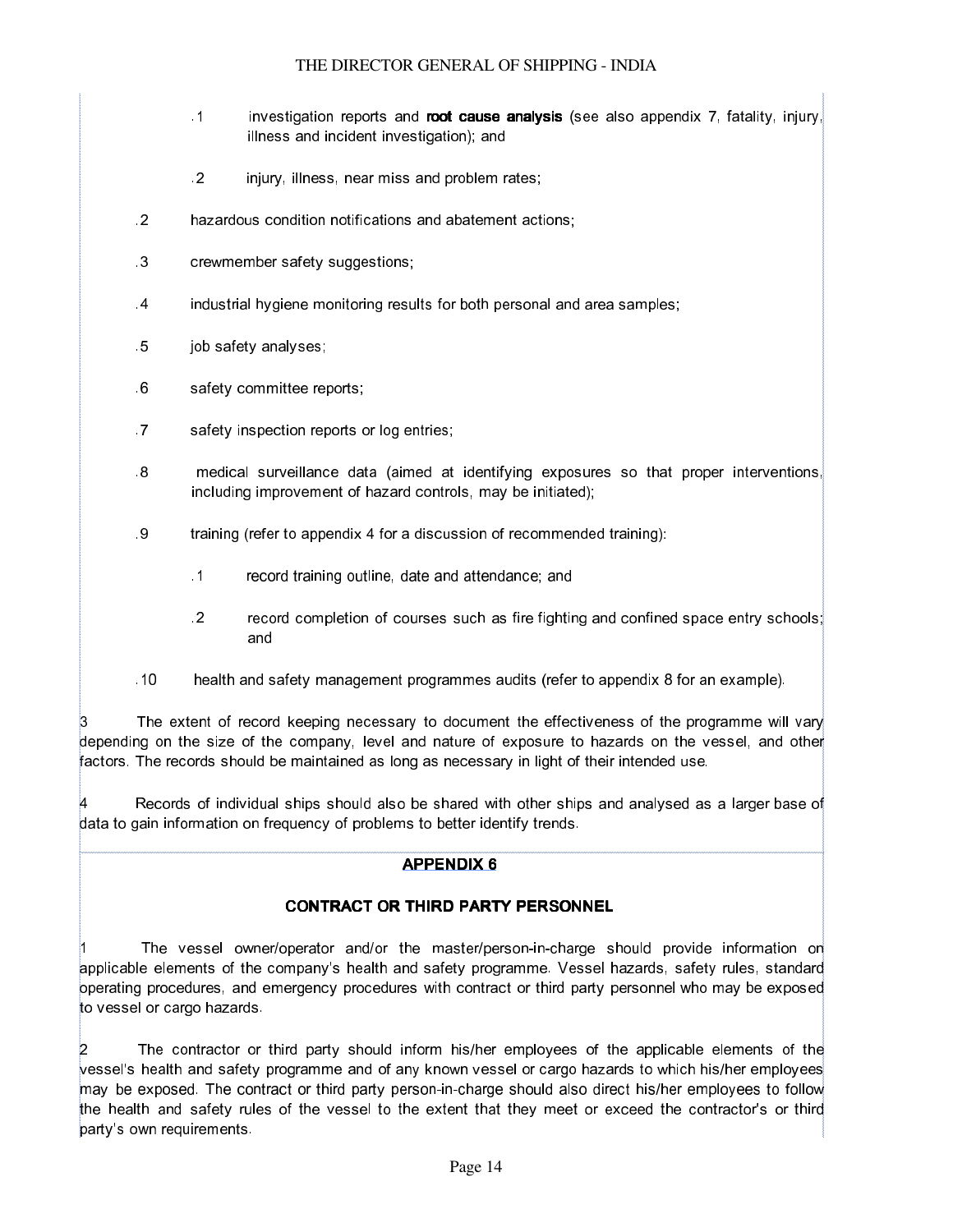.1 investigation reports and **root cause analysis** (see also appendix 7, fatality, injury, illness and incident investigation); and

.2 injury, illness, near miss and problem rates;

.2 hazardous condition notifications and abatement actions;

.3 crewmember safety suggestions;

.4 industrial hygiene monitoring results for both personal and area samples;

.5 job safety analyses;

.6 safety committee reports;

.7 safety inspection reports or log entries;

.8 medical surveillance data (aimed at identifying exposures so that proper interventions, including improvement of hazard controls, may be initiated);

.9 training (refer to appendix 4 for a discussion of recommended training):

.1 record training outline, date and attendance; and

.2 record completion of courses such as fire fighting and confined space entry schools; and

.10 health and safety management programmes audits (refer to appendix 8 for an example).

3 The extent of record keeping necessary to document the effectiveness of the programme will vary depending on the size of the company, level and nature of exposure to hazards on the vessel, and other factors. The records should be maintained as long as necessary in light of their intended use.

4 Records of individual ships should also be shared with other ships and analysed as a larger base of data to gain information on frequency of problems to better identify trends.

## APPENDIX 6

### CONTRACT OR THIRD PARTY PERSONNEL

1 The vessel owner/operator and/or the master/person-in-charge should provide information on applicable elements of the company's health and safety programme. Vessel hazards, safety rules, standard operating procedures, and emergency procedures with contract or third party personnel who may be exposed to vessel or cargo hazards.

2 The contractor or third party should inform his/her employees of the applicable elements of the vessel's health and safety programme and of any known vessel or cargo hazards to which his/her employees may be exposed. The contract or third party person-in-charge should also direct his/her employees to follow the health and safety rules of the vessel to the extent that they meet or exceed the contractor's or third party's own requirements.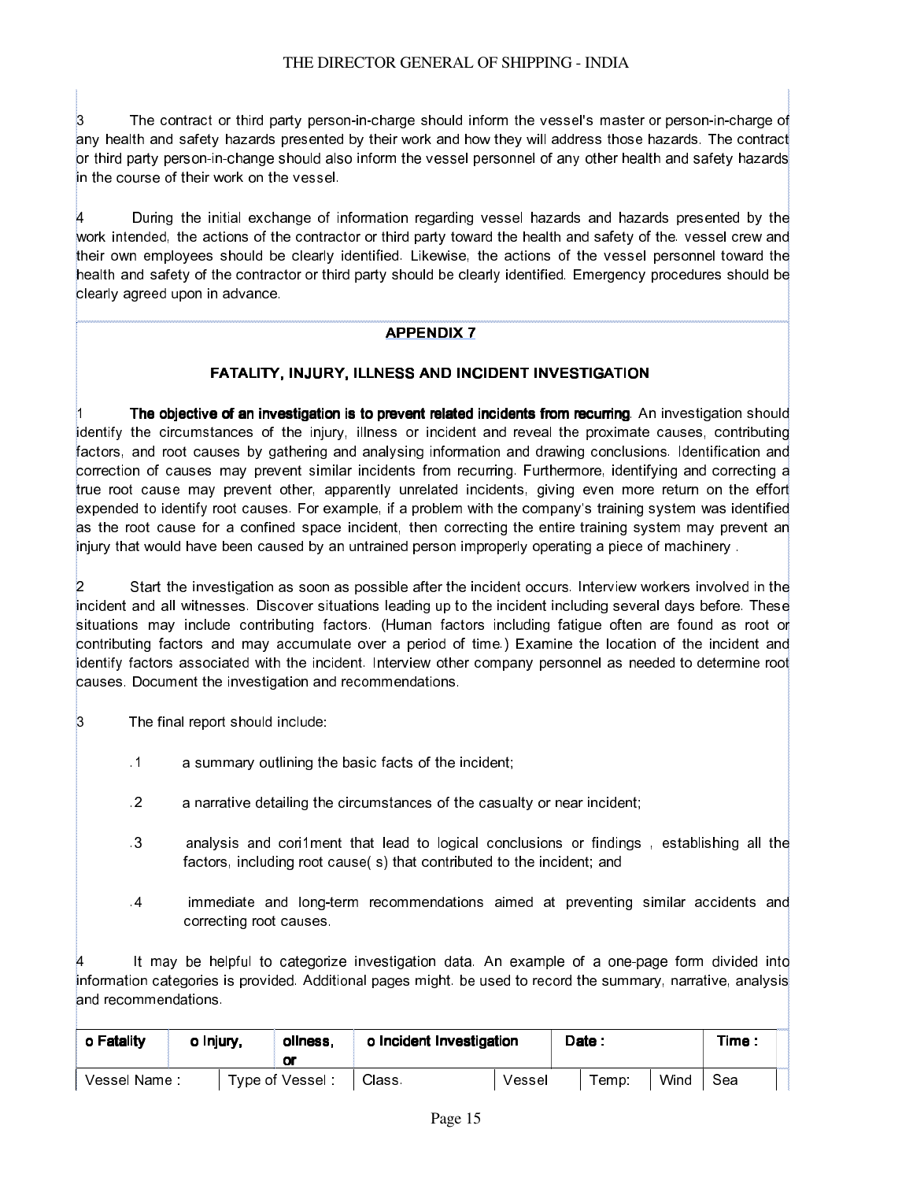3 The contract or third party person-in-charge should inform the vessel's master or person-in-charge of any health and safety hazards presented by their work and how they will address those hazards. The contract or third party person-in-change should also inform the vessel personnel of any other health and safety hazards in the course of their work on the vessel.

4 During the initial exchange of information regarding vessel hazards and hazards presented by the work intended, the actions of the contractor or third party toward the health and safety of the. vessel crew and their own employees should be clearly identified. Likewise, the actions of the vessel personnel toward the health and safety of the contractor or third party should be clearly identified. Emergency procedures should be clearly agreed upon in advance.

## APPENDIX 7

### FATALITY, INJURY, ILLNESS AND INCIDENT INVESTIGATION

1 **The objective of an investigation is to prevent related incidents from recurring**. An investigation should identify the circumstances of the injury, illness or incident and reveal the proximate causes, contributing factors, and root causes by gathering and analysing information and drawing conclusions. Identification and correction of causes may prevent similar incidents from recurring. Furthermore, identifying and correcting a true root cause may prevent other, apparently unrelated incidents, giving even more return on the effort expended to identify root causes. For example, if a problem with the company's training system was identified as the root cause for a confined space incident, then correcting the entire training system may prevent an injury that would have been caused by an untrained person improperly operating a piece of machinery .

2 Start the investigation as soon as possible after the incident occurs. Interview workers involved in the incident and all witnesses. Discover situations leading up to the incident including several days before. These situations may include contributing factors. (Human factors including fatigue often are found as root or contributing factors and may accumulate over a period of time.) Examine the location of the incident and identify factors associated with the incident. Interview other company personnel as needed to determine root causes. Document the investigation and recommendations.

3 The final report should include:

.1 a summary outlining the basic facts of the incident;

.2 a narrative detailing the circumstances of the casualty or near incident;

.3 analysis and cori1ment that lead to logical conclusions or findings , establishing all the factors, including root cause( s) that contributed to the incident; and

.4 immediate and long-term recommendations aimed at preventing similar accidents and correcting root causes.

4 It may be helpful to categorize investigation data. An example of a one-page form divided into information categories is provided. Additional pages might. be used to record the summary, narrative, analysis and recommendations.

| o Fatality | o Injury, | oIlness, or | o Incident Investigation | | Date : | | Time : |
|---|---|---|---|---|---|---|---|
| Vessel Name : | Type of Vessel : | | Class. | Vessel | Temp: | Wind | Sea |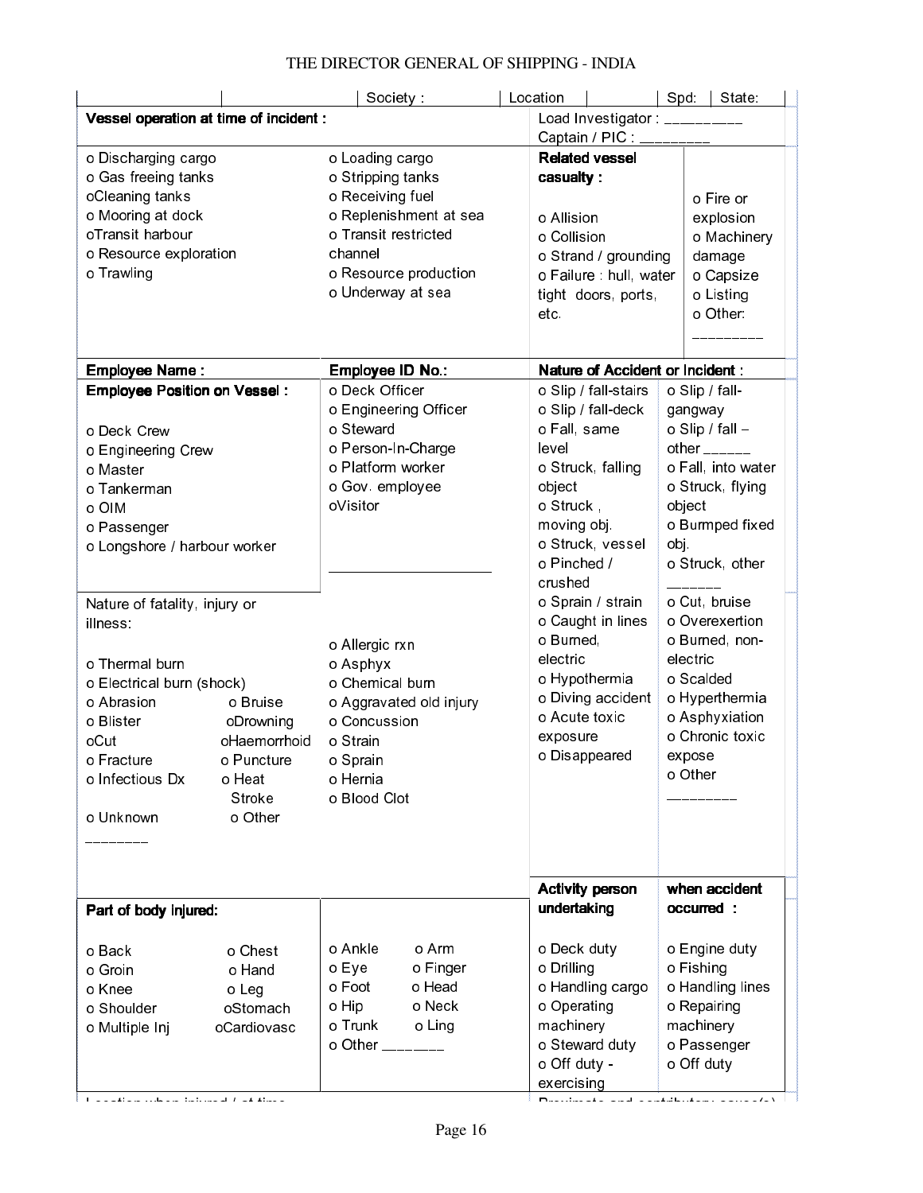| | | Society : | Location | | Spd: | State: |
|---|---|---|---|---|---|---|

**Vessel operation at time of incident :**

Load Investigator : _________

Captain / PIC : ________

| | | **Related vessel casualty :** | |
|---|---|---|---|
| o Discharging cargo<br>o Gas freeing tanks<br>oCleaning tanks<br>o Mooring at dock<br>oTransit harbour<br>o Resource exploration<br>o Trawling | o Loading cargo<br>o Stripping tanks<br>o Receiving fuel<br>o Replenishment at sea<br>o Transit restricted channel<br>o Resource production<br>o Underway at sea | o Allision<br>o Collision<br>o Strand / grounding<br>o Failure : hull, water tight doors, ports, etc. | o Fire or explosion<br>o Machinery damage<br>o Capsize<br>o Listing<br>o Other: ________ |

| **Employee Name :** | **Employee ID No.:** | **Nature of Accident or Incident :** | |
|---|---|---|---|
| **Employee Position on Vessel :**<br><br>o Deck Crew<br>o Engineering Crew<br>o Master<br>o Tankerman<br>o OIM<br>o Passenger<br>o Longshore / harbour worker | o Deck Officer<br>o Engineering Officer<br>o Steward<br>o Person-In-Charge<br>o Platform worker<br>o Gov. employee<br>oVisitor<br><br>____________________ | o Slip / fall-stairs<br>o Slip / fall-deck<br>o Fall, same level<br>o Struck, falling object<br>o Struck , moving obj.<br>o Struck, vessel<br>o Pinched / crushed<br>o Sprain / strain<br>o Caught in lines<br>o Burned, electric<br>o Hypothermia<br>o Diving accident<br>o Acute toxic exposure<br>o Disappeared | o Slip / fall-gangway<br>o Slip / fall – other ______<br>o Fall, into water<br>o Struck, flying object<br>o Bumped fixed obj.<br>o Struck, other ______<br>o Cut, bruise<br>o Overexertion<br>o Burned, non-electric<br>o Scalded<br>o Hyperthermia<br>o Asphyxiation<br>o Chronic toxic expose<br>o Other ________ |
| Nature of fatality, injury or illness:<br><br>o Thermal burn<br>o Electrical burn (shock)<br>o Abrasion &nbsp;&nbsp; o Bruise<br>o Blister &nbsp;&nbsp; oDrowning<br>oCut &nbsp;&nbsp; oHaemorrhoid<br>o Fracture &nbsp;&nbsp; o Puncture<br>o Infectious Dx &nbsp;&nbsp; o Heat Stroke<br>o Unknown &nbsp;&nbsp; o Other ________ | o Allergic rxn<br>o Asphyx<br>o Chemical burn<br>o Aggravated old injury<br>o Concussion<br>o Strain<br>o Sprain<br>o Hernia<br>o Blood Clot | | |

| **Part of body injured:** | | **Activity person undertaking** | **when accident occurred :** |
|---|---|---|---|
| o Back &nbsp;&nbsp; o Chest<br>o Groin &nbsp;&nbsp; o Hand<br>o Knee &nbsp;&nbsp; o Leg<br>o Shoulder &nbsp;&nbsp; oStomach<br>o Multiple Inj &nbsp;&nbsp; oCardiovasc | o Ankle &nbsp;&nbsp; o Arm<br>o Eye &nbsp;&nbsp; o Finger<br>o Foot &nbsp;&nbsp; o Head<br>o Hip &nbsp;&nbsp; o Neck<br>o Trunk &nbsp;&nbsp; o Ling<br>o Other _______ | o Deck duty<br>o Drilling<br>o Handling cargo<br>o Operating machinery<br>o Steward duty<br>o Off duty - exercising | o Engine duty<br>o Fishing<br>o Handling lines<br>o Repairing machinery<br>o Passenger<br>o Off duty |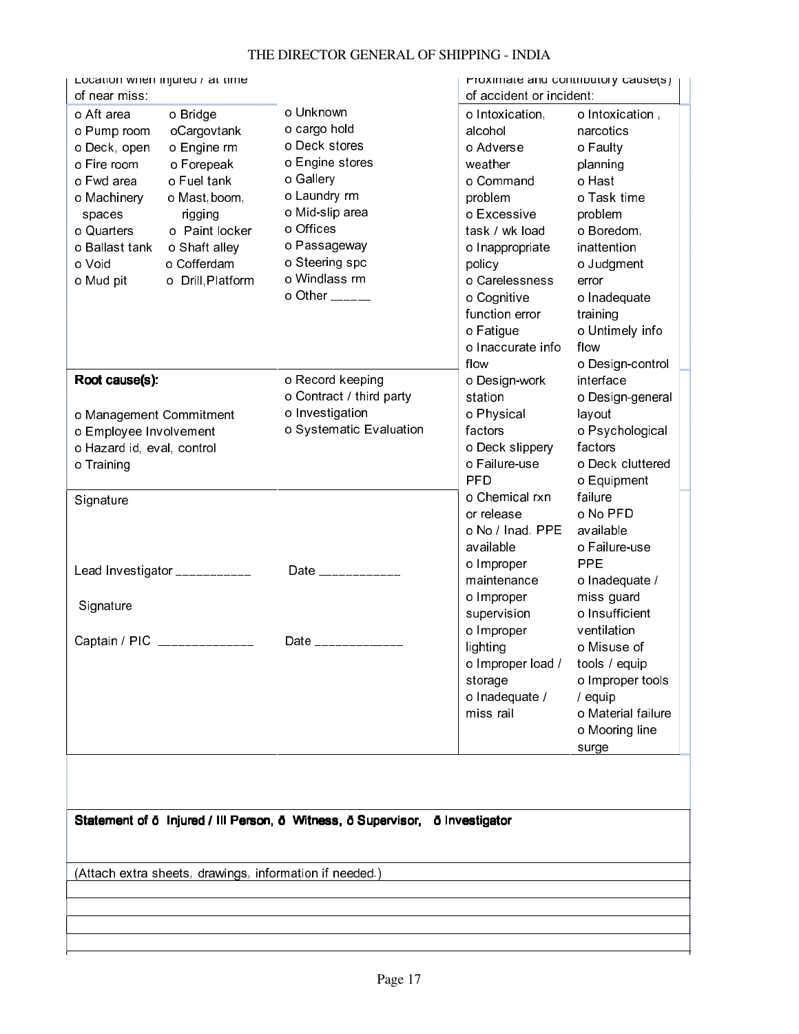Location when injured / at time of near miss:

| | | |
|---|---|---|
| o Aft area | o Bridge | o Unknown |
| o Pump room | oCargovtank | o cargo hold |
| o Deck, open | o Engine rm | o Deck stores |
| o Fire room | o Forepeak | o Engine stores |
| o Fwd area | o Fuel tank | o Gallery |
| o Machinery spaces | o Mast, boom, rigging | o Laundry rm |
| o Quarters | o Paint locker | o Mid-slip area |
| o Ballast tank | o Shaft alley | o Offices |
| o Void | o Cofferdam | o Passageway |
| o Mud pit | o Drill,Platform | o Steering spc |
| | | o Windlass rm |
| | | o Other _____ |

Proximate and contributory cause(s) of accident or incident:

| | |
|---|---|
| o Intoxication, alcohol | o Intoxication , narcotics |
| o Adverse weather | o Faulty planning |
| o Command problem | o Hast |
| o Excessive task / wk load | o Task time problem |
| o Inappropriate policy | o Boredom, inattention |
| o Carelessness | o Judgment error |
| o Cognitive function error | o Inadequate training |
| o Fatigue | o Untimely info flow |
| o Inaccurate info flow | o Design-control interface |
| o Design-work station | o Design-general layout |
| o Physical factors | o Psychological factors |
| o Deck slippery | o Deck cluttered |
| o Failure-use PFD | o Equipment failure |
| o Chemical rxn or release | o No PFD available |
| o No / Inad. PPE available | o Failure-use PPE |
| o Improper maintenance | o Inadequate / miss guard |
| o Improper supervision | o Insufficient ventilation |
| o Improper lighting | o Misuse of tools / equip |
| o Improper load / storage | o Improper tools / equip |
| o Inadequate / miss rail | o Material failure |
| | o Mooring line surge |

**Root cause(s):**

| | |
|---|---|
| o Management Commitment | o Record keeping |
| o Employee Involvement | o Contract / third party |
| o Hazard id, eval, control | o Investigation |
| o Training | o Systematic Evaluation |

Signature

Lead Investigator ___________ Date ___________

Signature

Captain / PIC _____________ Date ____________

**Statement of ŏ Injured / Ill Person, ŏ Witness, ŏ Supervisor, ŏ Investigator**

(Attach extra sheets, drawings, information if needed.)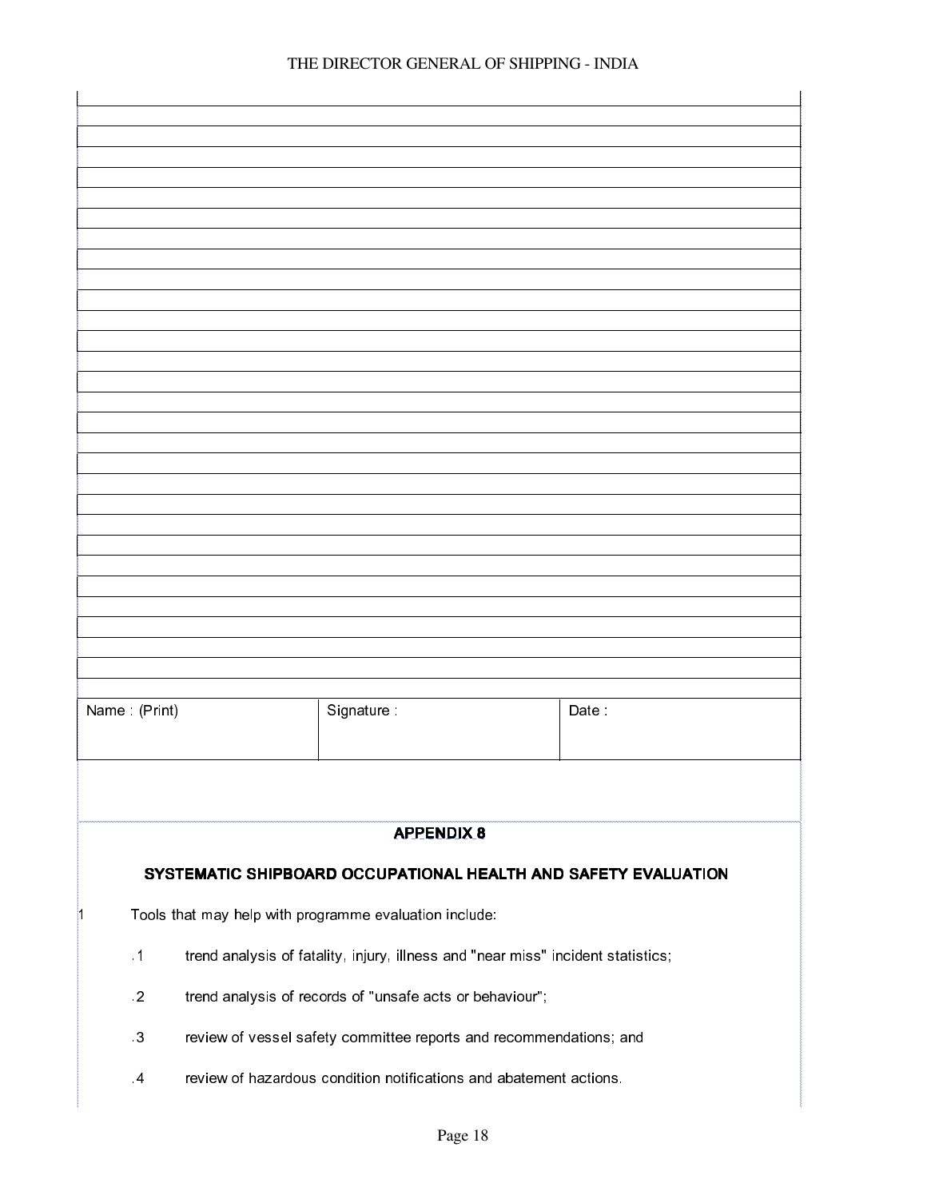| | | |
|---|---|---|
| | | |
| | | |
| | | |
| | | |
| | | |
| | | |
| | | |
| | | |
| | | |
| | | |
| | | |
| | | |
| | | |
| | | |
| | | |
| | | |
| | | |
| | | |
| | | |
| | | |
| | | |
| | | |
| | | |
| | | |
| | | |
| | | |
| | | |
| | | |
| | | |
| Name : (Print) | Signature : | Date : |

## APPENDIX 8

### SYSTEMATIC SHIPBOARD OCCUPATIONAL HEALTH AND SAFETY EVALUATION

1 Tools that may help with programme evaluation include:

.1 trend analysis of fatality, injury, illness and "near miss" incident statistics;

.2 trend analysis of records of "unsafe acts or behaviour";

.3 review of vessel safety committee reports and recommendations; and

.4 review of hazardous condition notifications and abatement actions.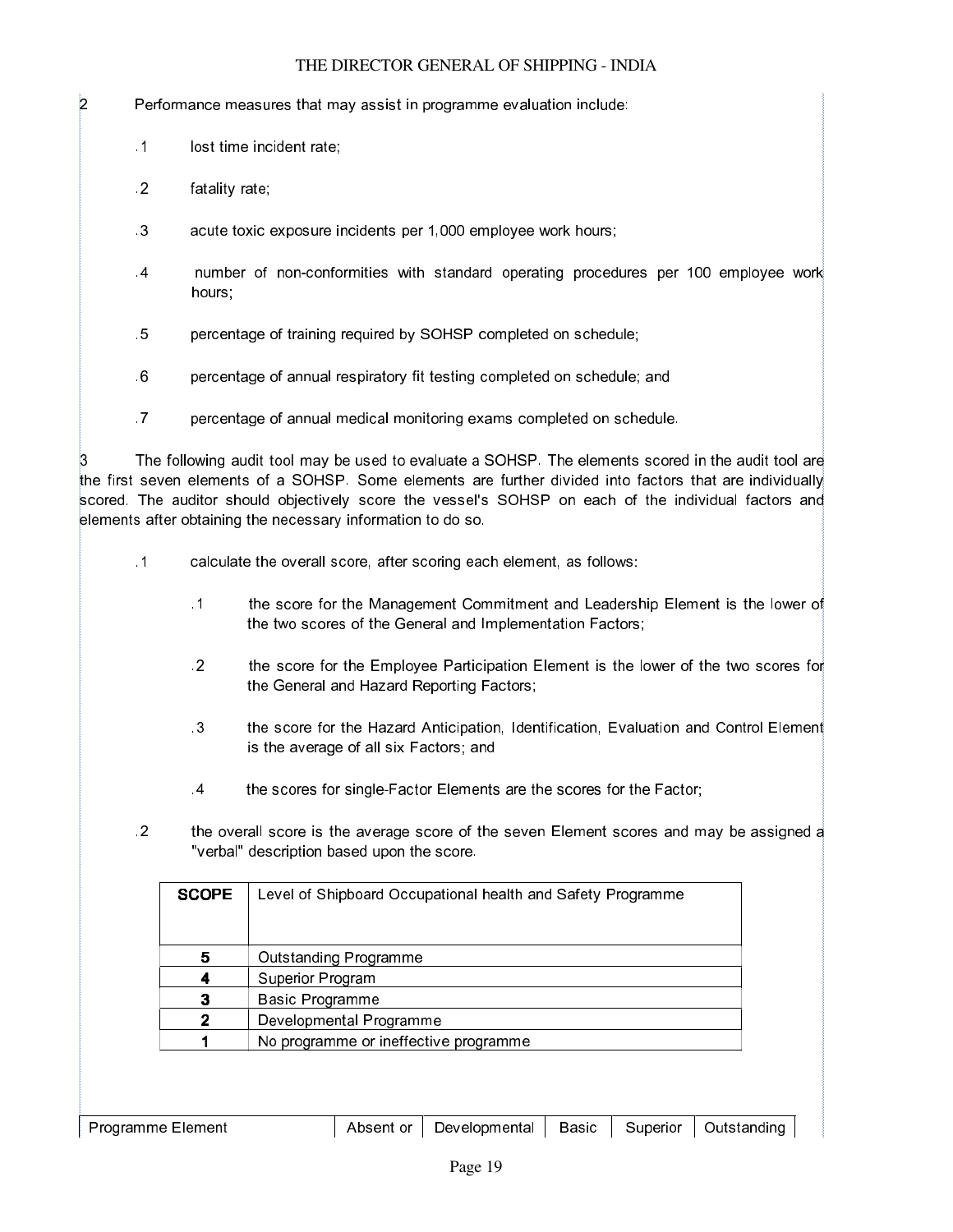2 Performance measures that may assist in programme evaluation include:

.1 lost time incident rate;

.2 fatality rate;

.3 acute toxic exposure incidents per 1,000 employee work hours;

.4 number of non-conformities with standard operating procedures per 100 employee work hours;

.5 percentage of training required by SOHSP completed on schedule;

.6 percentage of annual respiratory fit testing completed on schedule; and

.7 percentage of annual medical monitoring exams completed on schedule.

3 The following audit tool may be used to evaluate a SOHSP. The elements scored in the audit tool are the first seven elements of a SOHSP. Some elements are further divided into factors that are individually scored. The auditor should objectively score the vessel's SOHSP on each of the individual factors and elements after obtaining the necessary information to do so.

.1 calculate the overall score, after scoring each element, as follows:

.1 the score for the Management Commitment and Leadership Element is the lower of the two scores of the General and Implementation Factors;

.2 the score for the Employee Participation Element is the lower of the two scores for the General and Hazard Reporting Factors;

.3 the score for the Hazard Anticipation, Identification, Evaluation and Control Element is the average of all six Factors; and

.4 the scores for single-Factor Elements are the scores for the Factor;

.2 the overall score is the average score of the seven Element scores and may be assigned a "verbal" description based upon the score.

| SCOPE | Level of Shipboard Occupational health and Safety Programme |
|---|---|
| 5 | Outstanding Programme |
| 4 | Superior Program |
| 3 | Basic Programme |
| 2 | Developmental Programme |
| 1 | No programme or ineffective programme |

| Programme Element | Absent or | Developmental | Basic | Superior | Outstanding |
|---|---|---|---|---|---|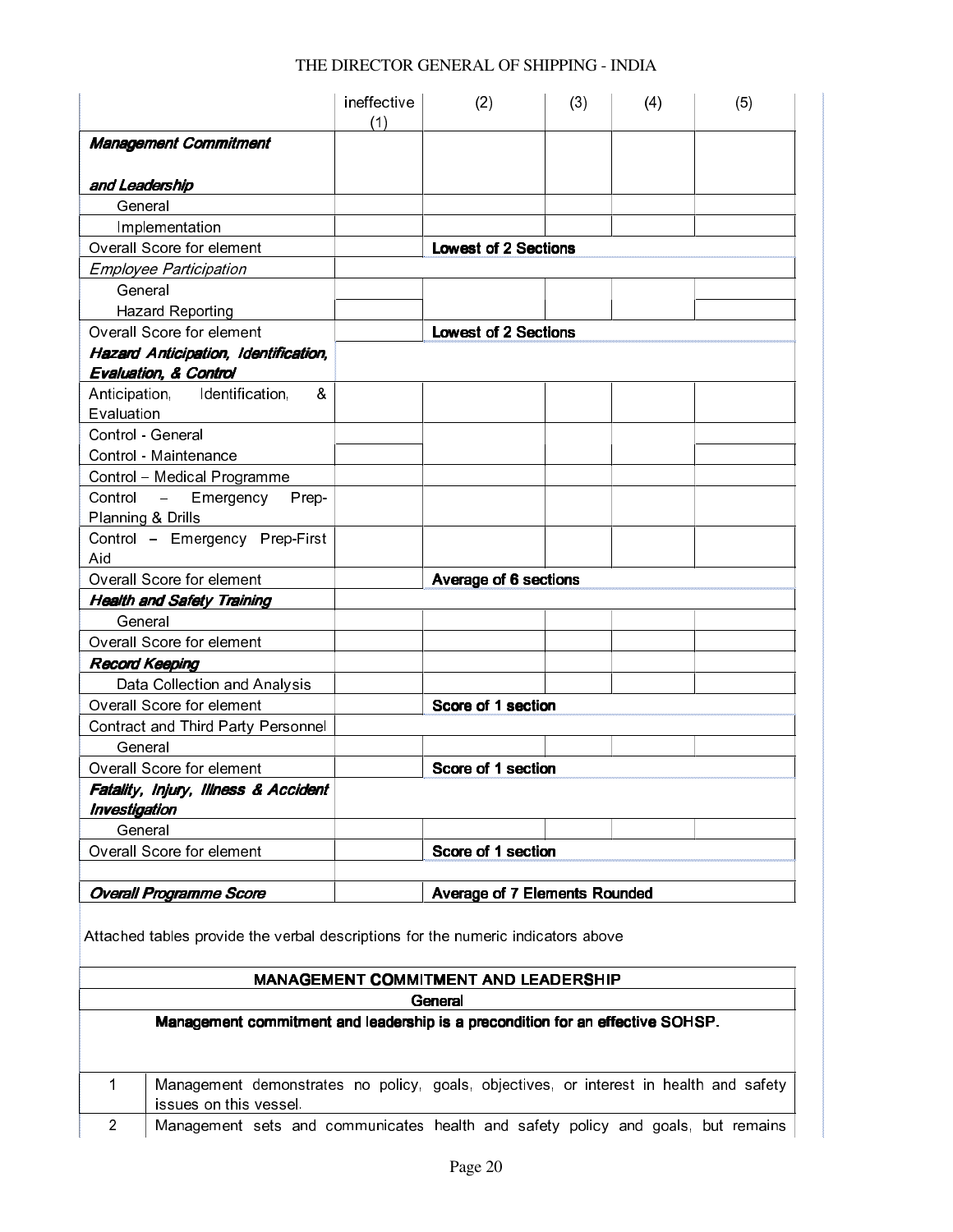| | ineffective (1) | (2) | (3) | (4) | (5) |
|---|---|---|---|---|---|
| ***Management Commitment and Leadership*** | | | | | |
| General | | | | | |
| Implementation | | | | | |
| Overall Score for element | | **Lowest of 2 Sections** | | | |
| *Employee Participation* | | | | | |
| General | | | | | |
| Hazard Reporting | | | | | |
| Overall Score for element | | **Lowest of 2 Sections** | | | |
| ***Hazard Anticipation, Identification, Evaluation, & Control*** | | | | | |
| Anticipation, Identification, & Evaluation | | | | | |
| Control - General | | | | | |
| Control - Maintenance | | | | | |
| Control – Medical Programme | | | | | |
| Control – Emergency Prep-Planning & Drills | | | | | |
| Control – Emergency Prep-First Aid | | | | | |
| Overall Score for element | | **Average of 6 sections** | | | |
| ***Health and Safety Training*** | | | | | |
| General | | | | | |
| Overall Score for element | | | | | |
| ***Record Keeping*** | | | | | |
| Data Collection and Analysis | | | | | |
| Overall Score for element | | **Score of 1 section** | | | |
| Contract and Third Party Personnel | | | | | |
| General | | | | | |
| Overall Score for element | | **Score of 1 section** | | | |
| ***Fatality, Injury, Illness & Accident Investigation*** | | | | | |
| General | | | | | |
| Overall Score for element | | **Score of 1 section** | | | |
| | | | | | |
| ***Overall Programme Score*** | | **Average of 7 Elements Rounded** | | | |

Attached tables provide the verbal descriptions for the numeric indicators above

| MANAGEMENT COMMITMENT AND LEADERSHIP | |
|---|---|
| **General** | |
| **Management commitment and leadership is a precondition for an effective SOHSP.** | |
| 1 | Management demonstrates no policy, goals, objectives, or interest in health and safety issues on this vessel. |
| 2 | Management sets and communicates health and safety policy and goals, but remains |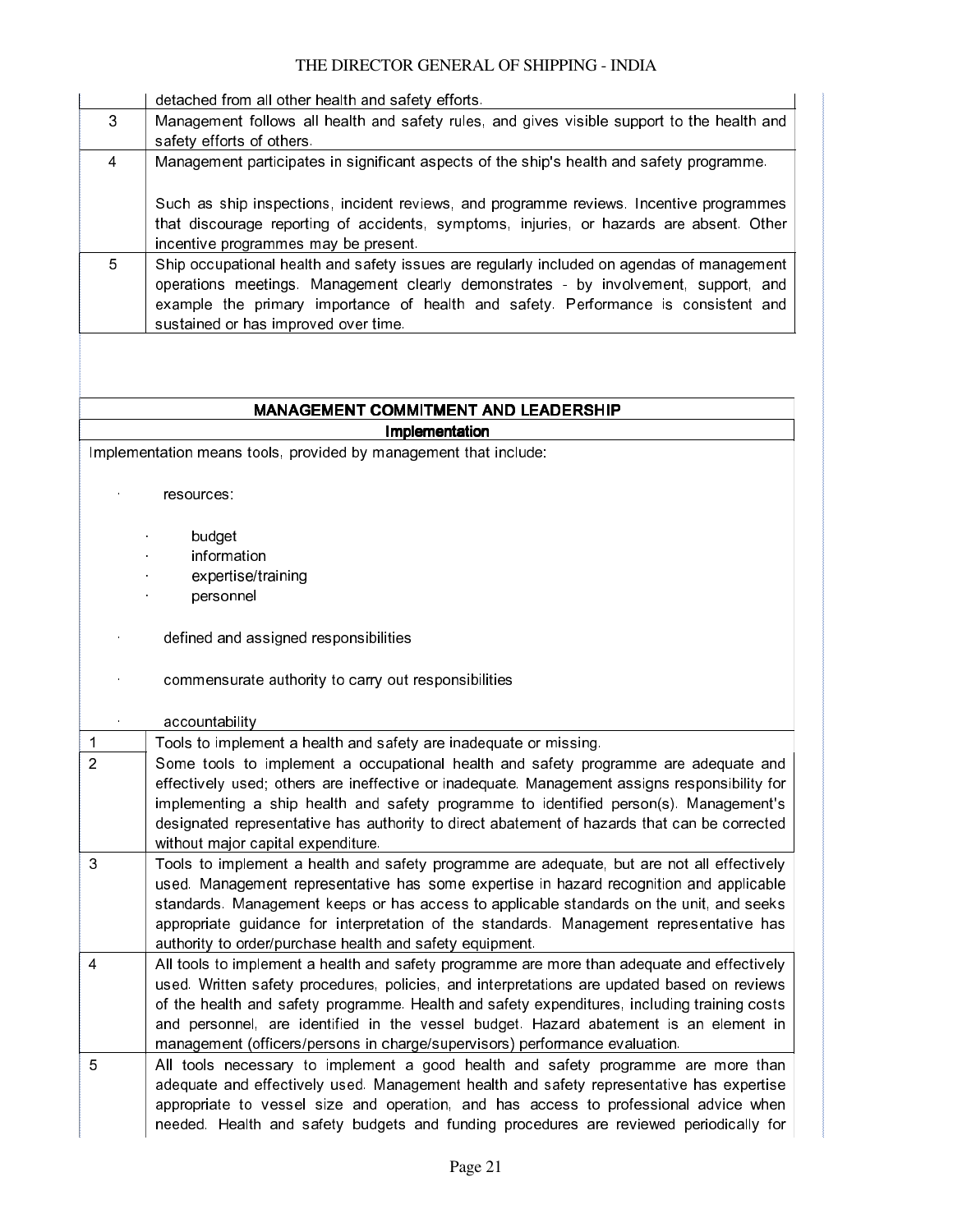|  |  |
|---|---|
|  | detached from all other health and safety efforts. |
| 3 | Management follows all health and safety rules, and gives visible support to the health and safety efforts of others. |
| 4 | Management participates in significant aspects of the ship's health and safety programme.<br><br>Such as ship inspections, incident reviews, and programme reviews. Incentive programmes that discourage reporting of accidents, symptoms, injuries, or hazards are absent. Other incentive programmes may be present. |
| 5 | Ship occupational health and safety issues are regularly included on agendas of management operations meetings. Management clearly demonstrates - by involvement, support, and example the primary importance of health and safety. Performance is consistent and sustained or has improved over time. |

**MANAGEMENT COMMITMENT AND LEADERSHIP**

**Implementation**

Implementation means tools, provided by management that include:

- resources:
  - budget
  - information
  - expertise/training
  - personnel
- defined and assigned responsibilities
- commensurate authority to carry out responsibilities
- accountability

|  |  |
|---|---|
| 1 | Tools to implement a health and safety are inadequate or missing. |
| 2 | Some tools to implement a occupational health and safety programme are adequate and effectively used; others are ineffective or inadequate. Management assigns responsibility for implementing a ship health and safety programme to identified person(s). Management's designated representative has authority to direct abatement of hazards that can be corrected without major capital expenditure. |
| 3 | Tools to implement a health and safety programme are adequate, but are not all effectively used. Management representative has some expertise in hazard recognition and applicable standards. Management keeps or has access to applicable standards on the unit, and seeks appropriate guidance for interpretation of the standards. Management representative has authority to order/purchase health and safety equipment. |
| 4 | All tools to implement a health and safety programme are more than adequate and effectively used. Written safety procedures, policies, and interpretations are updated based on reviews of the health and safety programme. Health and safety expenditures, including training costs and personnel, are identified in the vessel budget. Hazard abatement is an element in management (officers/persons in charge/supervisors) performance evaluation. |
| 5 | All tools necessary to implement a good health and safety programme are more than adequate and effectively used. Management health and safety representative has expertise appropriate to vessel size and operation, and has access to professional advice when needed. Health and safety budgets and funding procedures are reviewed periodically for |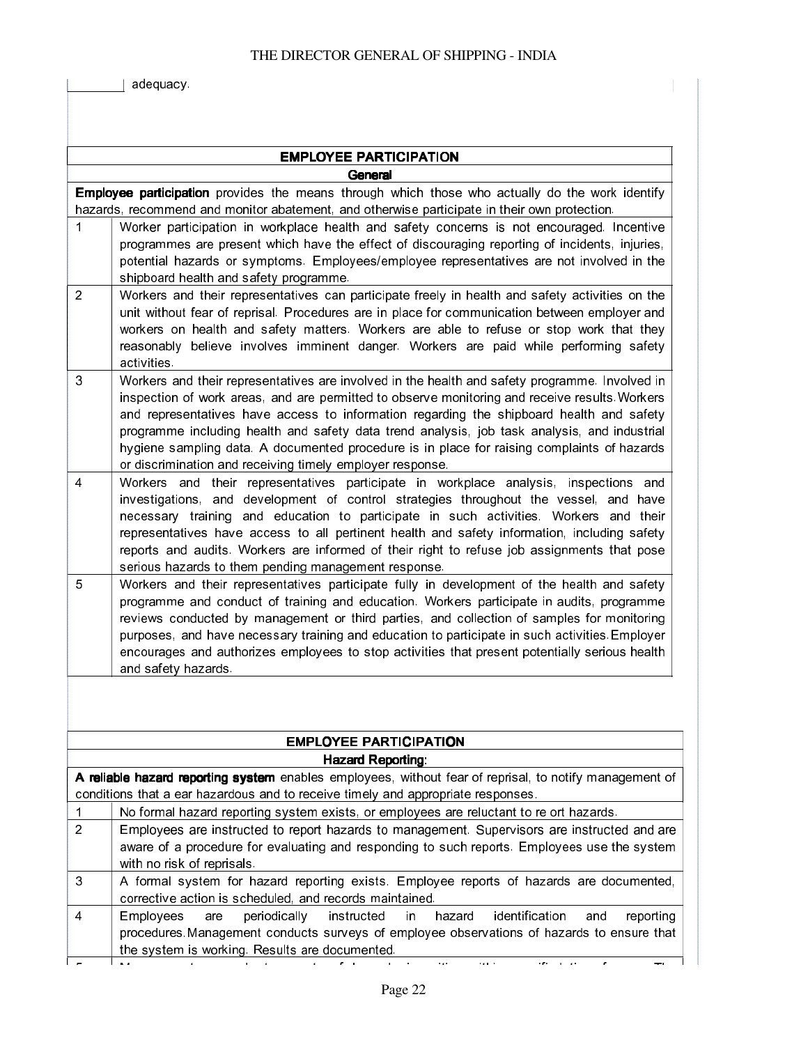| | adequacy. |
|---|---|

| EMPLOYEE PARTICIPATION | |
|---|---|
| **General** | |
| **Employee participation** provides the means through which those who actually do the work identify hazards, recommend and monitor abatement, and otherwise participate in their own protection. | |
| 1 | Worker participation in workplace health and safety concerns is not encouraged. Incentive programmes are present which have the effect of discouraging reporting of incidents, injuries, potential hazards or symptoms. Employees/employee representatives are not involved in the shipboard health and safety programme. |
| 2 | Workers and their representatives can participate freely in health and safety activities on the unit without fear of reprisal. Procedures are in place for communication between employer and workers on health and safety matters. Workers are able to refuse or stop work that they reasonably believe involves imminent danger. Workers are paid while performing safety activities. |
| 3 | Workers and their representatives are involved in the health and safety programme. Involved in inspection of work areas, and are permitted to observe monitoring and receive results. Workers and representatives have access to information regarding the shipboard health and safety programme including health and safety data trend analysis, job task analysis, and industrial hygiene sampling data. A documented procedure is in place for raising complaints of hazards or discrimination and receiving timely employer response. |
| 4 | Workers and their representatives participate in workplace analysis, inspections and investigations, and development of control strategies throughout the vessel, and have necessary training and education to participate in such activities. Workers and their representatives have access to all pertinent health and safety information, including safety reports and audits. Workers are informed of their right to refuse job assignments that pose serious hazards to them pending management response. |
| 5 | Workers and their representatives participate fully in development of the health and safety programme and conduct of training and education. Workers participate in audits, programme reviews conducted by management or third parties, and collection of samples for monitoring purposes, and have necessary training and education to participate in such activities. Employer encourages and authorizes employees to stop activities that present potentially serious health and safety hazards. |

| EMPLOYEE PARTICIPATION | |
|---|---|
| **Hazard Reporting:** | |
| **A reliable hazard reporting system** enables employees, without fear of reprisal, to notify management of conditions that a ear hazardous and to receive timely and appropriate responses. | |
| 1 | No formal hazard reporting system exists, or employees are reluctant to re ort hazards. |
| 2 | Employees are instructed to report hazards to management. Supervisors are instructed and are aware of a procedure for evaluating and responding to such reports. Employees use the system with no risk of reprisals. |
| 3 | A formal system for hazard reporting exists. Employee reports of hazards are documented, corrective action is scheduled, and records maintained. |
| 4 | Employees are periodically instructed in hazard identification and reporting procedures. Management conducts surveys of employee observations of hazards to ensure that the system is working. Results are documented. |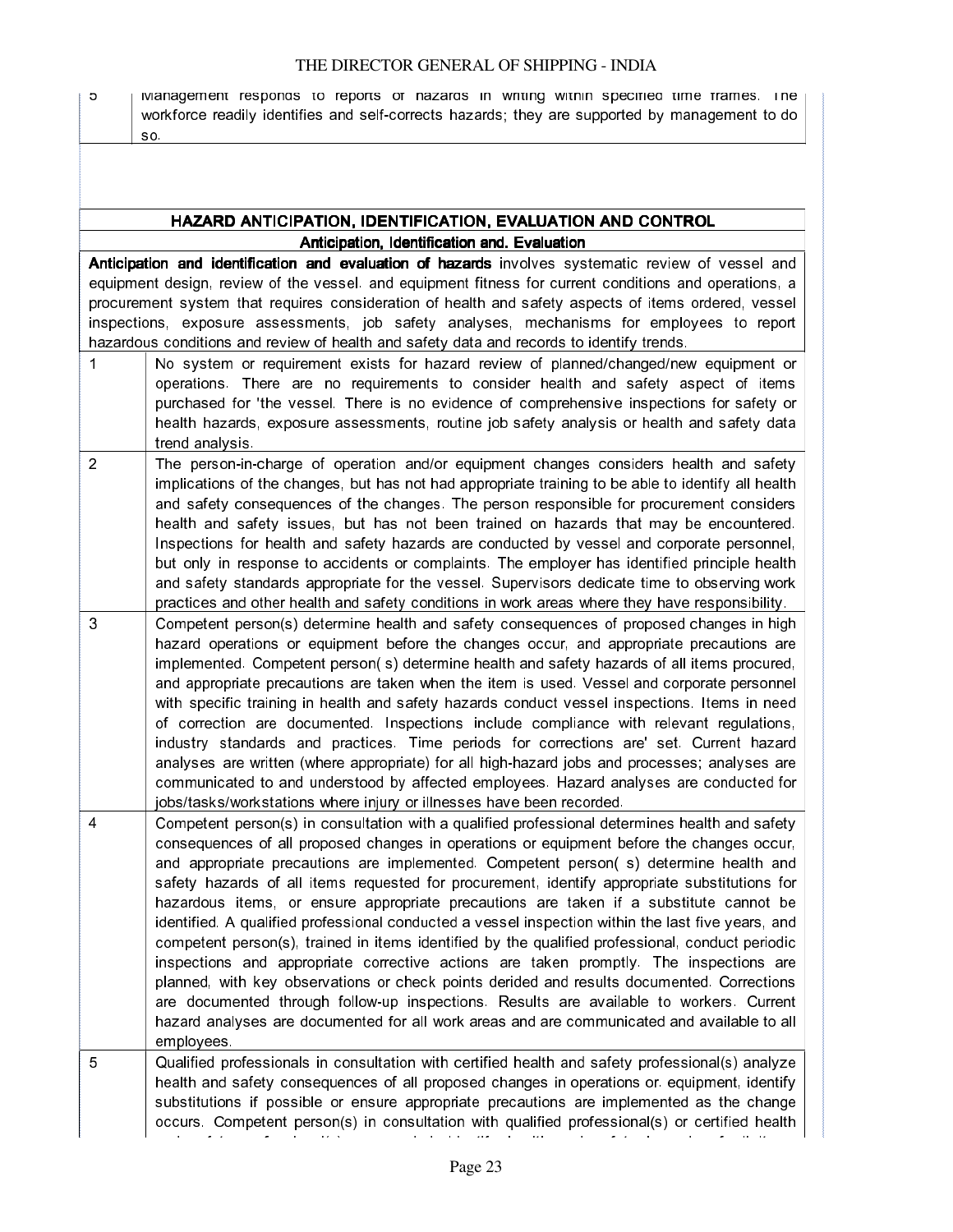| | |
|---|---|
| 5 | Management responds to reports of hazards in writing within specified time frames. The workforce readily identifies and self-corrects hazards; they are supported by management to do so. |

| HAZARD ANTICIPATION, IDENTIFICATION, EVALUATION AND CONTROL | |
|---|---|
| **Anticipation, Identification and. Evaluation** | |
| **Anticipation and identification and evaluation of hazards** involves systematic review of vessel and equipment design, review of the vessel. and equipment fitness for current conditions and operations, a procurement system that requires consideration of health and safety aspects of items ordered, vessel inspections, exposure assessments, job safety analyses, mechanisms for employees to report hazardous conditions and review of health and safety data and records to identify trends. | |
| 1 | No system or requirement exists for hazard review of planned/changed/new equipment or operations. There are no requirements to consider health and safety aspect of items purchased for 'the vessel. There is no evidence of comprehensive inspections for safety or health hazards, exposure assessments, routine job safety analysis or health and safety data trend analysis. |
| 2 | The person-in-charge of operation and/or equipment changes considers health and safety implications of the changes, but has not had appropriate training to be able to identify all health and safety consequences of the changes. The person responsible for procurement considers health and safety issues, but has not been trained on hazards that may be encountered. Inspections for health and safety hazards are conducted by vessel and corporate personnel, but only in response to accidents or complaints. The employer has identified principle health and safety standards appropriate for the vessel. Supervisors dedicate time to observing work practices and other health and safety conditions in work areas where they have responsibility. |
| 3 | Competent person(s) determine health and safety consequences of proposed changes in high hazard operations or equipment before the changes occur, and appropriate precautions are implemented. Competent person( s) determine health and safety hazards of all items procured, and appropriate precautions are taken when the item is used. Vessel and corporate personnel with specific training in health and safety hazards conduct vessel inspections. Items in need of correction are documented. Inspections include compliance with relevant regulations, industry standards and practices. Time periods for corrections are' set. Current hazard analyses are written (where appropriate) for all high-hazard jobs and processes; analyses are communicated to and understood by affected employees. Hazard analyses are conducted for jobs/tasks/workstations where injury or illnesses have been recorded. |
| 4 | Competent person(s) in consultation with a qualified professional determines health and safety consequences of all proposed changes in operations or equipment before the changes occur, and appropriate precautions are implemented. Competent person( s) determine health and safety hazards of all items requested for procurement, identify appropriate substitutions for hazardous items, or ensure appropriate precautions are taken if a substitute cannot be identified. A qualified professional conducted a vessel inspection within the last five years, and competent person(s), trained in items identified by the qualified professional, conduct periodic inspections and appropriate corrective actions are taken promptly. The inspections are planned, with key observations or check points derided and results documented. Corrections are documented through follow-up inspections. Results are available to workers. Current hazard analyses are documented for all work areas and are communicated and available to all employees. |
| 5 | Qualified professionals in consultation with certified health and safety professional(s) analyze health and safety consequences of all proposed changes in operations or. equipment, identify substitutions if possible or ensure appropriate precautions are implemented as the change occurs. Competent person(s) in consultation with qualified professional(s) or certified health |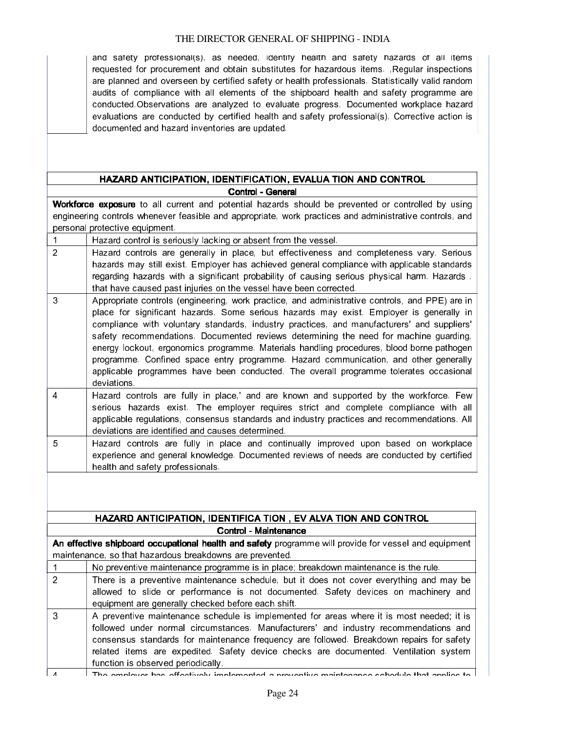| | |
|---|---|
| | and safety professional(s), as needed, identify health and safety hazards of all items requested for procurement and obtain substitutes for hazardous items. ,Regular inspections are planned and overseen by certified safety or health professionals. Statistically valid random audits of compliance with all elements of the shipboard health and safety programme are conducted.Observations are analyzed to evaluate progress. Documented workplace hazard evaluations are conducted by certified health and safety professional(s). Corrective action is documented and hazard inventories are updated. |

| **HAZARD ANTICIPATION, IDENTIFICATION, EVALUA TION AND CONTROL** | |
|---|---|
| **Control - General** | |
| **Workforce exposure** to all current and potential hazards should be prevented or controlled by using engineering controls whenever feasible and appropriate, work practices and administrative controls, and personal protective equipment. | |
| 1 | Hazard control is seriously lacking or absent from the vessel. |
| 2 | Hazard controls are generally in place, but effectiveness and completeness vary. Serious hazards may still exist. Employer has achieved general compliance with applicable standards regarding hazards with a significant probability of causing serious physical harm. Hazards . that have caused past injuries on the vessel have been corrected. |
| 3 | Appropriate controls (engineering, work practice, and administrative controls, and PPE) are in place for significant hazards. Some serious hazards may exist. Employer is generally in compliance with voluntary standards, industry practices, and manufacturers' and suppliers' safety recommendations. Documented reviews determining the need for machine guarding, energy lockout, ergonomics programme. Materials handling procedures, blood borne pathogen programme. Confined space entry programme. Hazard communication, and other generally applicable programmes have been conducted. The overall programme tolerates occasional deviations. |
| 4 | Hazard controls are fully in place,' and are known and supported by the workforce. Few serious hazards exist. The employer requires strict and complete compliance with all applicable regulations, consensus standards and industry practices and recommendations. All deviations are identified and causes determined. |
| 5 | Hazard controls are fully in place and continually improved upon based on workplace experience and general knowledge. Documented reviews of needs are conducted by certified health and safety professionals. |

| **HAZARD ANTICIPATION, IDENTIFICA TION , EV ALVA TION AND CONTROL** | |
|---|---|
| **Control - Maintenance** | |
| **An effective shipboard occupational health and safety** programme will provide for vessel and equipment maintenance, so that hazardous breakdowns are prevented. | |
| 1 | No preventive maintenance programme is in place; breakdown maintenance is the rule. |
| 2 | There is a preventive maintenance schedule, but it does not cover everything and may be allowed to slide or performance is not documented. Safety devices on machinery and equipment are generally checked before each shift. |
| 3 | A preventive maintenance schedule is implemented for areas where it is most needed; it is followed under normal circumstances. Manufacturers' and industry recommendations and consensus standards for maintenance frequency are followed. Breakdown repairs for safety related items are expedited. Safety device checks are documented. Ventilation system function is observed periodically. |
| 4 | The employer has effectively implemented a preventive maintenance schedule that applies to |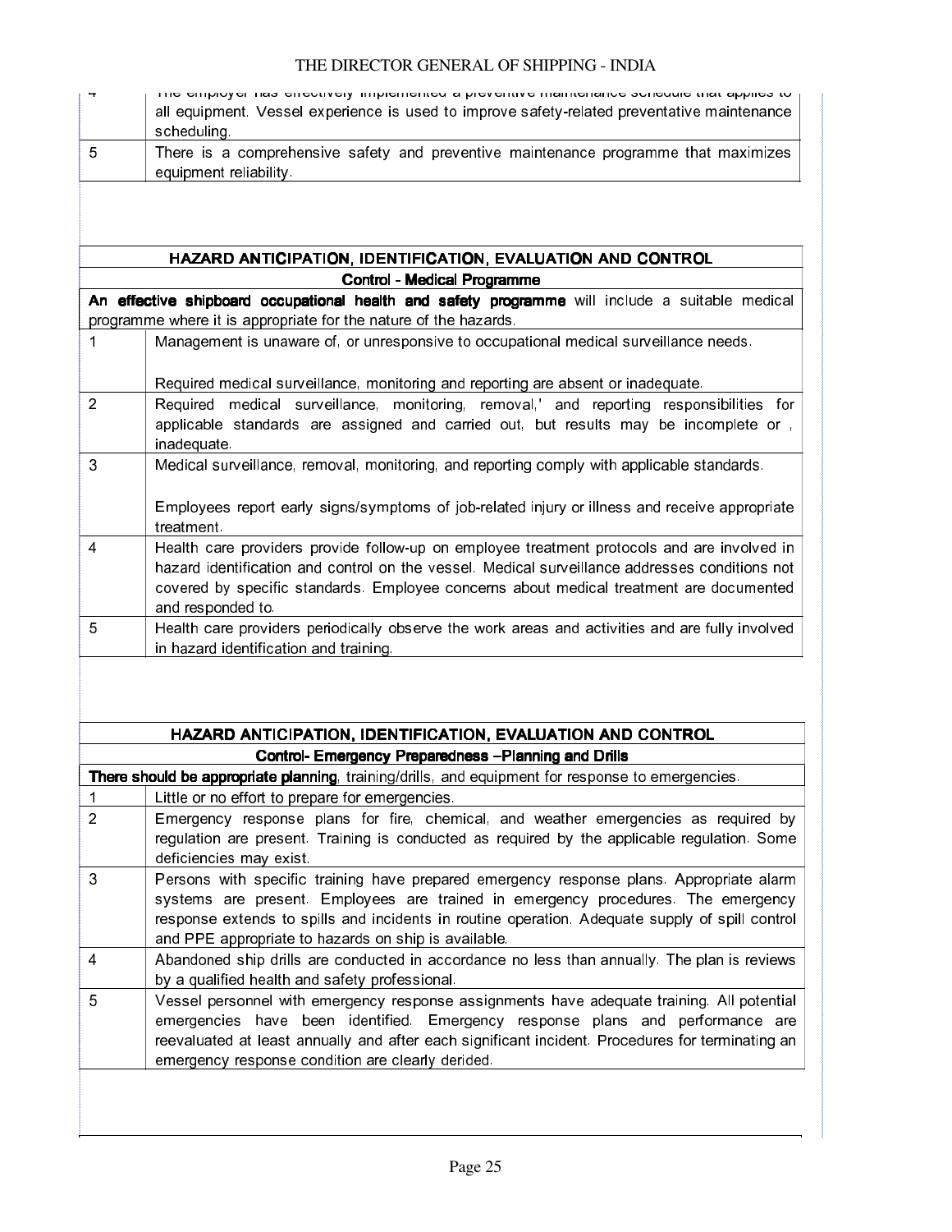| 4 | The employer has effectively implemented a preventive maintenance schedule that applies to all equipment. Vessel experience is used to improve safety-related preventative maintenance scheduling. |
|---|---|
| 5 | There is a comprehensive safety and preventive maintenance programme that maximizes equipment reliability. |

| HAZARD ANTICIPATION, IDENTIFICATION, EVALUATION AND CONTROL | |
|---|---|
| **Control - Medical Programme** | |
| **An effective shipboard occupational health and safety programme** will include a suitable medical programme where it is appropriate for the nature of the hazards. | |
| 1 | Management is unaware of, or unresponsive to occupational medical surveillance needs.<br><br>Required medical surveillance, monitoring and reporting are absent or inadequate. |
| 2 | Required medical surveillance, monitoring, removal,' and reporting responsibilities for applicable standards are assigned and carried out, but results may be incomplete or , inadequate. |
| 3 | Medical surveillance, removal, monitoring, and reporting comply with applicable standards.<br><br>Employees report early signs/symptoms of job-related injury or illness and receive appropriate treatment. |
| 4 | Health care providers provide follow-up on employee treatment protocols and are involved in hazard identification and control on the vessel. Medical surveillance addresses conditions not covered by specific standards. Employee concerns about medical treatment are documented and responded to. |
| 5 | Health care providers periodically observe the work areas and activities and are fully involved in hazard identification and training. |

| HAZARD ANTICIPATION, IDENTIFICATION, EVALUATION AND CONTROL | |
|---|---|
| **Control- Emergency Preparedness –Planning and Drills** | |
| **There should be appropriate planning**, training/drills, and equipment for response to emergencies. | |
| 1 | Little or no effort to prepare for emergencies. |
| 2 | Emergency response plans for fire, chemical, and weather emergencies as required by regulation are present. Training is conducted as required by the applicable regulation. Some deficiencies may exist. |
| 3 | Persons with specific training have prepared emergency response plans. Appropriate alarm systems are present. Employees are trained in emergency procedures. The emergency response extends to spills and incidents in routine operation. Adequate supply of spill control and PPE appropriate to hazards on ship is available. |
| 4 | Abandoned ship drills are conducted in accordance no less than annually. The plan is reviews by a qualified health and safety professional. |
| 5 | Vessel personnel with emergency response assignments have adequate training. All potential emergencies have been identified. Emergency response plans and performance are reevaluated at least annually and after each significant incident. Procedures for terminating an emergency response condition are clearly derided. |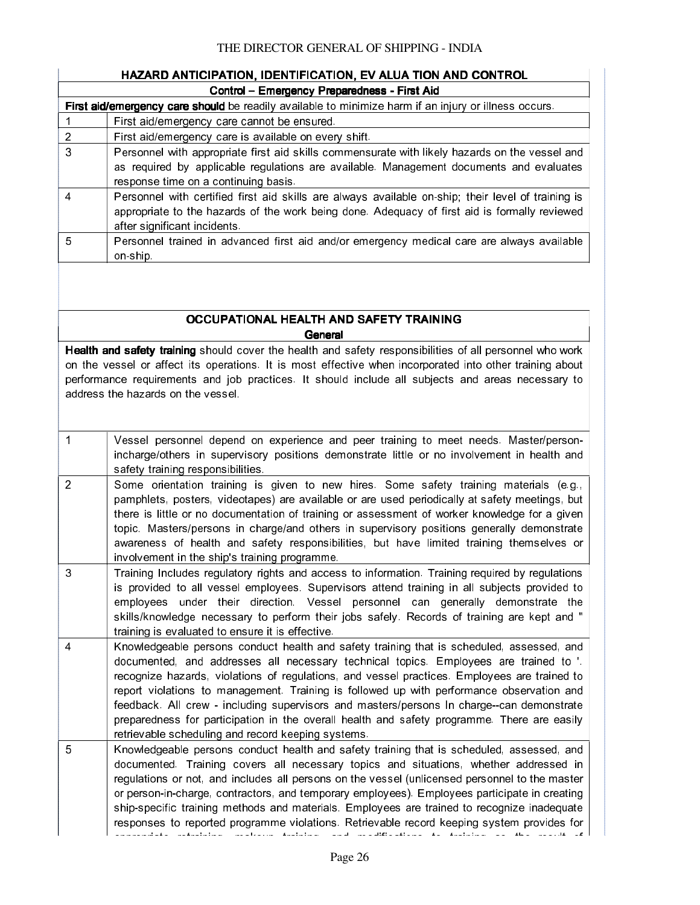## HAZARD ANTICIPATION, IDENTIFICATION, EV ALUA TION AND CONTROL

### Control – Emergency Preparedness - First Aid

**First aid/emergency care should** be readily available to minimize harm if an injury or illness occurs.

| | |
|---|---|
| 1 | First aid/emergency care cannot be ensured. |
| 2 | First aid/emergency care is available on every shift. |
| 3 | Personnel with appropriate first aid skills commensurate with likely hazards on the vessel and as required by applicable regulations are available. Management documents and evaluates response time on a continuing basis. |
| 4 | Personnel with certified first aid skills are always available on-ship; their level of training is appropriate to the hazards of the work being done. Adequacy of first aid is formally reviewed after significant incidents. |
| 5 | Personnel trained in advanced first aid and/or emergency medical care are always available on-ship. |

## OCCUPATIONAL HEALTH AND SAFETY TRAINING

### General

**Health and safety training** should cover the health and safety responsibilities of all personnel who work on the vessel or affect its operations. It is most effective when incorporated into other training about performance requirements and job practices. It should include all subjects and areas necessary to address the hazards on the vessel.

| | |
|---|---|
| 1 | Vessel personnel depend on experience and peer training to meet needs. Master/person-incharge/others in supervisory positions demonstrate little or no involvement in health and safety training responsibilities. |
| 2 | Some orientation training is given to new hires. Some safety training materials (e.g., pamphlets, posters, videotapes) are available or are used periodically at safety meetings, but there is little or no documentation of training or assessment of worker knowledge for a given topic. Masters/persons in charge/and others in supervisory positions generally demonstrate awareness of health and safety responsibilities, but have limited training themselves or involvement in the ship's training programme. |
| 3 | Training Includes regulatory rights and access to information. Training required by regulations is provided to all vessel employees. Supervisors attend training in all subjects provided to employees under their direction. Vessel personnel can generally demonstrate the skills/knowledge necessary to perform their jobs safely. Records of training are kept and " training is evaluated to ensure it is effective. |
| 4 | Knowledgeable persons conduct health and safety training that is scheduled, assessed, and documented, and addresses all necessary technical topics. Employees are trained to '. recognize hazards, violations of regulations, and vessel practices. Employees are trained to report violations to management. Training is followed up with performance observation and feedback. All crew - including supervisors and masters/persons In charge--can demonstrate preparedness for participation in the overall health and safety programme. There are easily retrievable scheduling and record keeping systems. |
| 5 | Knowledgeable persons conduct health and safety training that is scheduled, assessed, and documented. Training covers all necessary topics and situations, whether addressed in regulations or not, and includes all persons on the vessel (unlicensed personnel to the master or person-in-charge, contractors, and temporary employees). Employees participate in creating ship-specific training methods and materials. Employees are trained to recognize inadequate responses to reported programme violations. Retrievable record keeping system provides for appropriate retraining, makeup training, and modifications to training as the result of |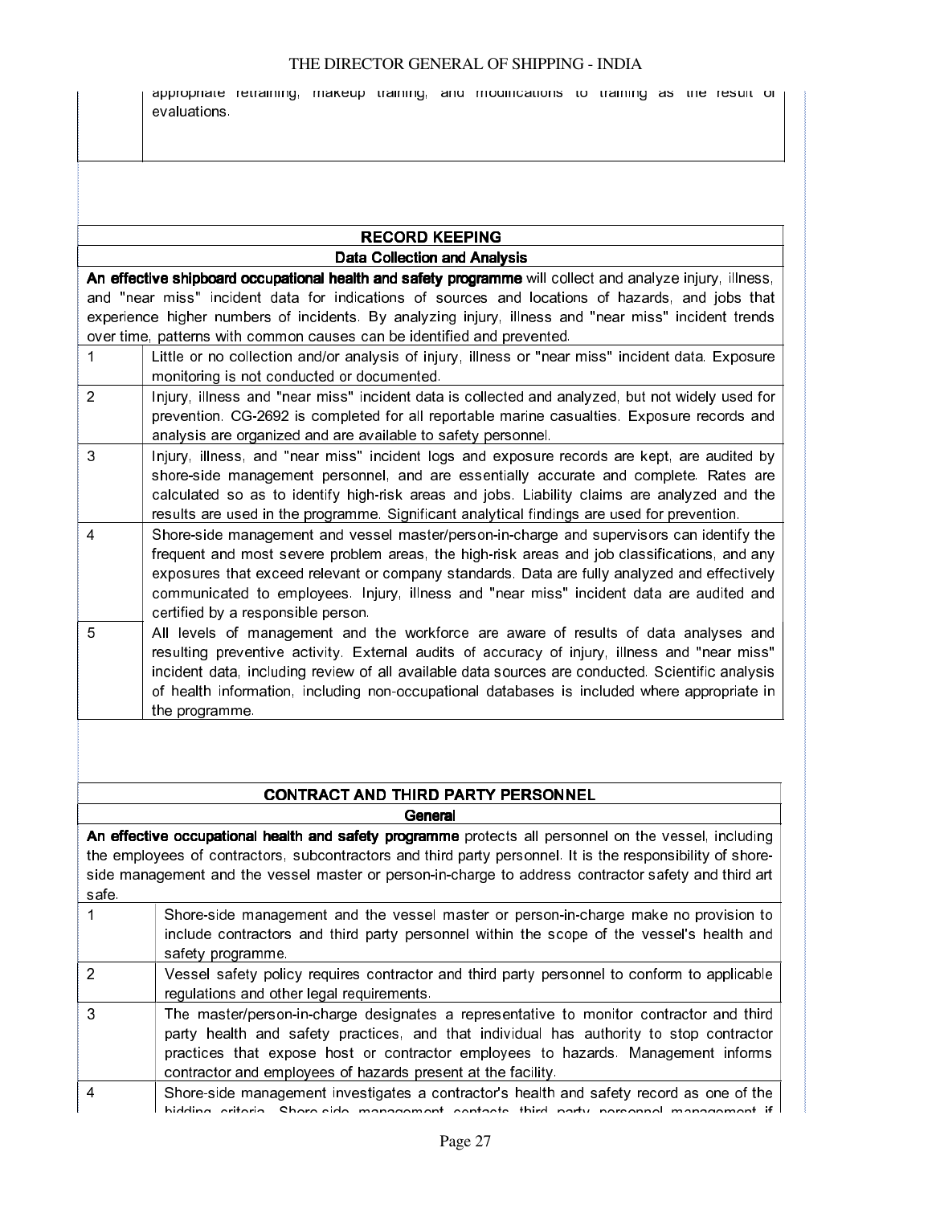| | appropriate retraining, makeup training, and modifications to training as the result of evaluations. |
|---|---|

| RECORD KEEPING | |
|---|---|
| **Data Collection and Analysis** | |
| **An effective shipboard occupational health and safety programme** will collect and analyze injury, illness, and "near miss" incident data for indications of sources and locations of hazards, and jobs that experience higher numbers of incidents. By analyzing injury, illness and "near miss" incident trends over time, patterns with common causes can be identified and prevented. | |
| 1 | Little or no collection and/or analysis of injury, illness or "near miss" incident data. Exposure monitoring is not conducted or documented. |
| 2 | Injury, illness and "near miss" incident data is collected and analyzed, but not widely used for prevention. CG-2692 is completed for all reportable marine casualties. Exposure records and analysis are organized and are available to safety personnel. |
| 3 | Injury, illness, and "near miss" incident logs and exposure records are kept, are audited by shore-side management personnel, and are essentially accurate and complete. Rates are calculated so as to identify high-risk areas and jobs. Liability claims are analyzed and the results are used in the programme. Significant analytical findings are used for prevention. |
| 4 | Shore-side management and vessel master/person-in-charge and supervisors can identify the frequent and most severe problem areas, the high-risk areas and job classifications, and any exposures that exceed relevant or company standards. Data are fully analyzed and effectively communicated to employees. Injury, illness and "near miss" incident data are audited and certified by a responsible person. |
| 5 | All levels of management and the workforce are aware of results of data analyses and resulting preventive activity. External audits of accuracy of injury, illness and "near miss" incident data, including review of all available data sources are conducted. Scientific analysis of health information, including non-occupational databases is included where appropriate in the programme. |

| CONTRACT AND THIRD PARTY PERSONNEL | |
|---|---|
| **General** | |
| **An effective occupational health and safety programme** protects all personnel on the vessel, including the employees of contractors, subcontractors and third party personnel. It is the responsibility of shore-side management and the vessel master or person-in-charge to address contractor safety and third art safe. | |
| 1 | Shore-side management and the vessel master or person-in-charge make no provision to include contractors and third party personnel within the scope of the vessel's health and safety programme. |
| 2 | Vessel safety policy requires contractor and third party personnel to conform to applicable regulations and other legal requirements. |
| 3 | The master/person-in-charge designates a representative to monitor contractor and third party health and safety practices, and that individual has authority to stop contractor practices that expose host or contractor employees to hazards. Management informs contractor and employees of hazards present at the facility. |
| 4 | Shore-side management investigates a contractor's health and safety record as one of the bidding criteria. Shore-side management contacts third party personnel management if |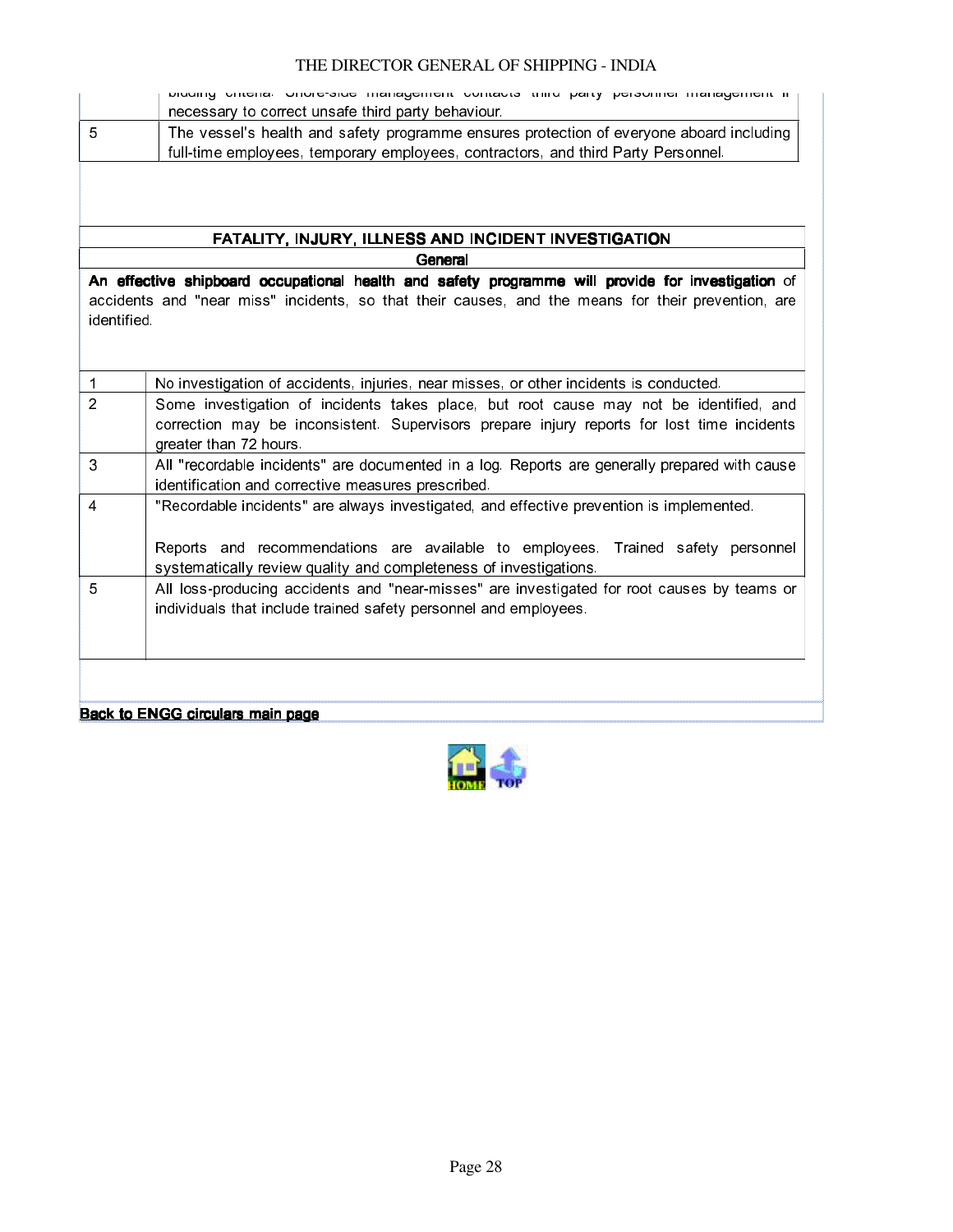| | |
|---|---|
| | bidding criteria. Shore-side management contacts third party personnel management if necessary to correct unsafe third party behaviour. |
| 5 | The vessel's health and safety programme ensures protection of everyone aboard including full-time employees, temporary employees, contractors, and third Party Personnel. |

**FATALITY, INJURY, ILLNESS AND INCIDENT INVESTIGATION**

**General**

**An effective shipboard occupational health and safety programme will provide for investigation** of accidents and "near miss" incidents, so that their causes, and the means for their prevention, are identified.

| | |
|---|---|
| 1 | No investigation of accidents, injuries, near misses, or other incidents is conducted. |
| 2 | Some investigation of incidents takes place, but root cause may not be identified, and correction may be inconsistent. Supervisors prepare injury reports for lost time incidents greater than 72 hours. |
| 3 | All "recordable incidents" are documented in a log. Reports are generally prepared with cause identification and corrective measures prescribed. |
| 4 | "Recordable incidents" are always investigated, and effective prevention is implemented. <br><br> Reports and recommendations are available to employees. Trained safety personnel systematically review quality and completeness of investigations. |
| 5 | All loss-producing accidents and "near-misses" are investigated for root causes by teams or individuals that include trained safety personnel and employees. |

**Back to ENGG circulars main page**